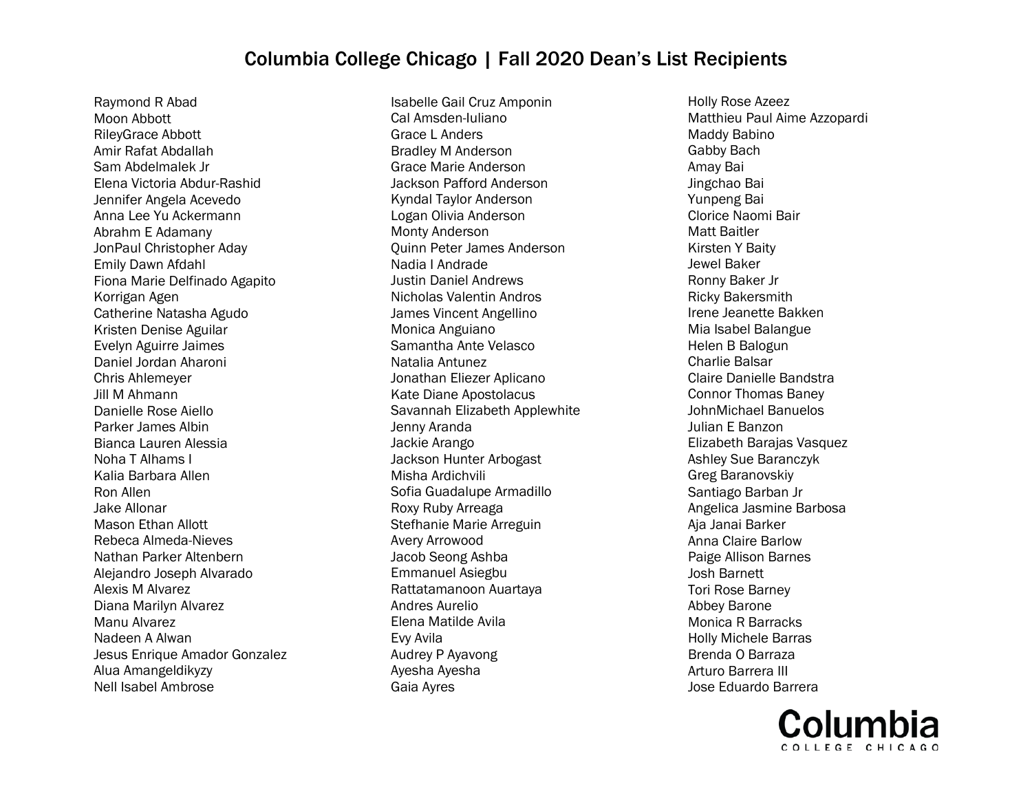# Columbia College Chicago | Fall 2020 Dean's List Recipients

Raymond R Abad
Moon Abbott
RileyGrace Abbott
Amir Rafat Abdallah
Sam Abdelmalek Jr
Elena Victoria Abdur-Rashid
Jennifer Angela Acevedo
Anna Lee Yu Ackermann
Abrahm E Adamany
JonPaul Christopher Aday
Emily Dawn Afdahl
Fiona Marie Delfinado Agapito
Korrigan Agen
Catherine Natasha Agudo
Kristen Denise Aguilar
Evelyn Aguirre Jaimes
Daniel Jordan Aharoni
Chris Ahlemeyer
Jill M Ahmann
Danielle Rose Aiello
Parker James Albin
Bianca Lauren Alessia
Noha T Alhams I
Kalia Barbara Allen
Ron Allen
Jake Allonar
Mason Ethan Allott
Rebeca Almeda-Nieves
Nathan Parker Altenbern
Alejandro Joseph Alvarado
Alexis M Alvarez
Diana Marilyn Alvarez
Manu Alvarez
Nadeen A Alwan
Jesus Enrique Amador Gonzalez
Alua Amangeldikyzy
Nell Isabel Ambrose
Isabelle Gail Cruz Amponin
Cal Amsden-Iuliano
Grace L Anders
Bradley M Anderson
Grace Marie Anderson
Jackson Pafford Anderson
Kyndal Taylor Anderson
Logan Olivia Anderson
Monty Anderson
Quinn Peter James Anderson
Nadia I Andrade
Justin Daniel Andrews
Nicholas Valentin Andros
James Vincent Angellino
Monica Anguiano
Samantha Ante Velasco
Natalia Antunez
Jonathan Eliezer Aplicano
Kate Diane Apostolacus
Savannah Elizabeth Applewhite
Jenny Aranda
Jackie Arango
Jackson Hunter Arbogast
Misha Ardichvili
Sofia Guadalupe Armadillo
Roxy Ruby Arreaga
Stefhanie Marie Arreguin
Avery Arrowood
Jacob Seong Ashba
Emmanuel Asiegbu
Rattatamanoon Auartaya
Andres Aurelio
Elena Matilde Avila
Evy Avila
Audrey P Ayavong
Ayesha Ayesha
Gaia Ayres
Holly Rose Azeez
Matthieu Paul Aime Azzopardi
Maddy Babino
Gabby Bach
Amay Bai
Jingchao Bai
Yunpeng Bai
Clorice Naomi Bair
Matt Baitler
Kirsten Y Baity
Jewel Baker
Ronny Baker Jr
Ricky Bakersmith
Irene Jeanette Bakken
Mia Isabel Balangue
Helen B Balogun
Charlie Balsar
Claire Danielle Bandstra
Connor Thomas Baney
JohnMichael Banuelos
Julian E Banzon
Elizabeth Barajas Vasquez
Ashley Sue Baranczyk
Greg Baranovskiy
Santiago Barban Jr
Angelica Jasmine Barbosa
Aja Janai Barker
Anna Claire Barlow
Paige Allison Barnes
Josh Barnett
Tori Rose Barney
Abbey Barone
Monica R Barracks
Holly Michele Barras
Brenda O Barraza
Arturo Barrera III
Jose Eduardo Barrera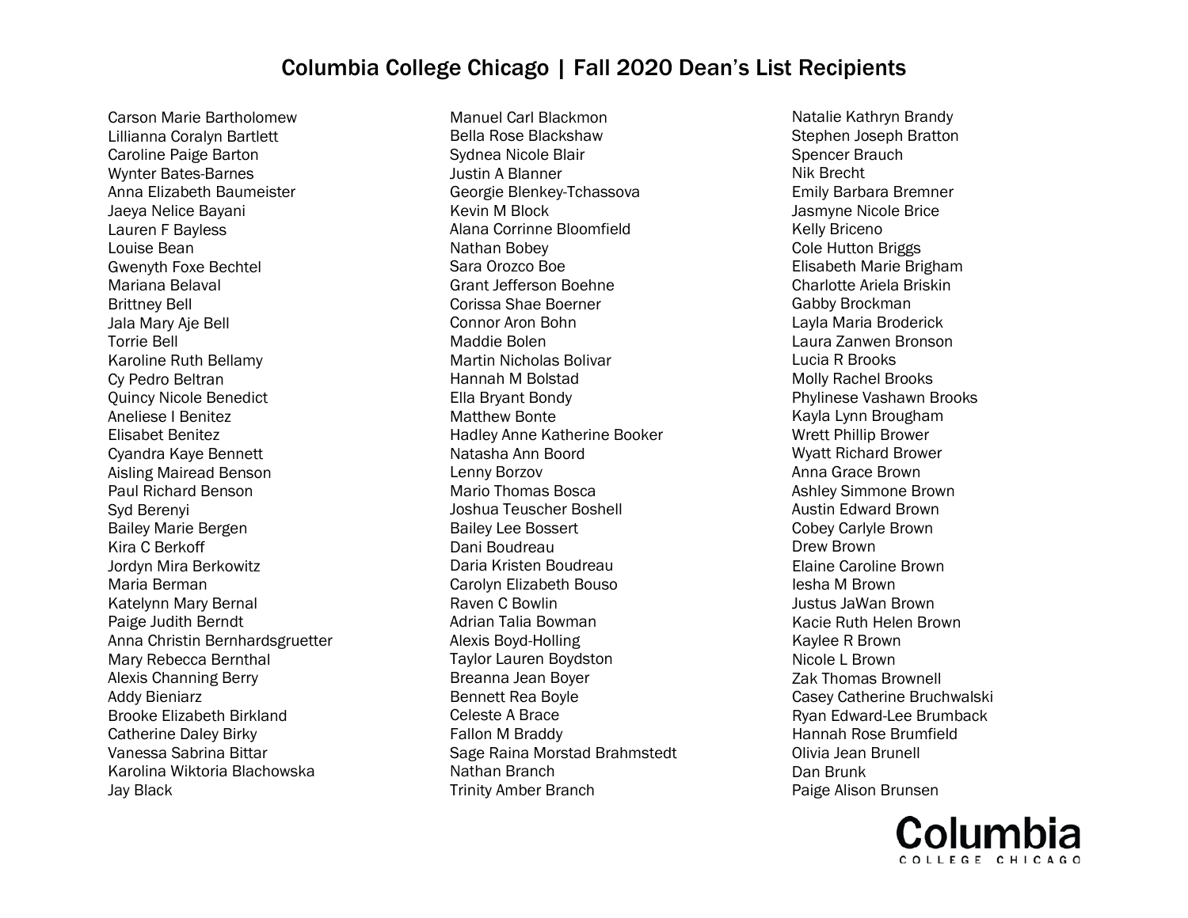# Columbia College Chicago | Fall 2020 Dean's List Recipients

Carson Marie Bartholomew
Lillianna Coralyn Bartlett
Caroline Paige Barton
Wynter Bates-Barnes
Anna Elizabeth Baumeister
Jaeya Nelice Bayani
Lauren F Bayless
Louise Bean
Gwenyth Foxe Bechtel
Mariana Belaval
Brittney Bell
Jala Mary Aje Bell
Torrie Bell
Karoline Ruth Bellamy
Cy Pedro Beltran
Quincy Nicole Benedict
Aneliese I Benitez
Elisabet Benitez
Cyandra Kaye Bennett
Aisling Mairead Benson
Paul Richard Benson
Syd Berenyi
Bailey Marie Bergen
Kira C Berkoff
Jordyn Mira Berkowitz
Maria Berman
Katelynn Mary Bernal
Paige Judith Berndt
Anna Christin Bernhardsgruetter
Mary Rebecca Bernthal
Alexis Channing Berry
Addy Bieniarz
Brooke Elizabeth Birkland
Catherine Daley Birky
Vanessa Sabrina Bittar
Karolina Wiktoria Blachowska
Jay Black
Manuel Carl Blackmon
Bella Rose Blackshaw
Sydnea Nicole Blair
Justin A Blanner
Georgie Blenkey-Tchassova
Kevin M Block
Alana Corrinne Bloomfield
Nathan Bobey
Sara Orozco Boe
Grant Jefferson Boehne
Corissa Shae Boerner
Connor Aron Bohn
Maddie Bolen
Martin Nicholas Bolivar
Hannah M Bolstad
Ella Bryant Bondy
Matthew Bonte
Hadley Anne Katherine Booker
Natasha Ann Boord
Lenny Borzov
Mario Thomas Bosca
Joshua Teuscher Boshell
Bailey Lee Bossert
Dani Boudreau
Daria Kristen Boudreau
Carolyn Elizabeth Bouso
Raven C Bowlin
Adrian Talia Bowman
Alexis Boyd-Holling
Taylor Lauren Boydston
Breanna Jean Boyer
Bennett Rea Boyle
Celeste A Brace
Fallon M Braddy
Sage Raina Morstad Brahmstedt
Nathan Branch
Trinity Amber Branch
Natalie Kathryn Brandy
Stephen Joseph Bratton
Spencer Brauch
Nik Brecht
Emily Barbara Bremner
Jasmyne Nicole Brice
Kelly Briceno
Cole Hutton Briggs
Elisabeth Marie Brigham
Charlotte Ariela Briskin
Gabby Brockman
Layla Maria Broderick
Laura Zanwen Bronson
Lucia R Brooks
Molly Rachel Brooks
Phylinese Vashawn Brooks
Kayla Lynn Brougham
Wrett Phillip Brower
Wyatt Richard Brower
Anna Grace Brown
Ashley Simmone Brown
Austin Edward Brown
Cobey Carlyle Brown
Drew Brown
Elaine Caroline Brown
Iesha M Brown
Justus JaWan Brown
Kacie Ruth Helen Brown
Kaylee R Brown
Nicole L Brown
Zak Thomas Brownell
Casey Catherine Bruchwalski
Ryan Edward-Lee Brumback
Hannah Rose Brumfield
Olivia Jean Brunell
Dan Brunk
Paige Alison Brunsen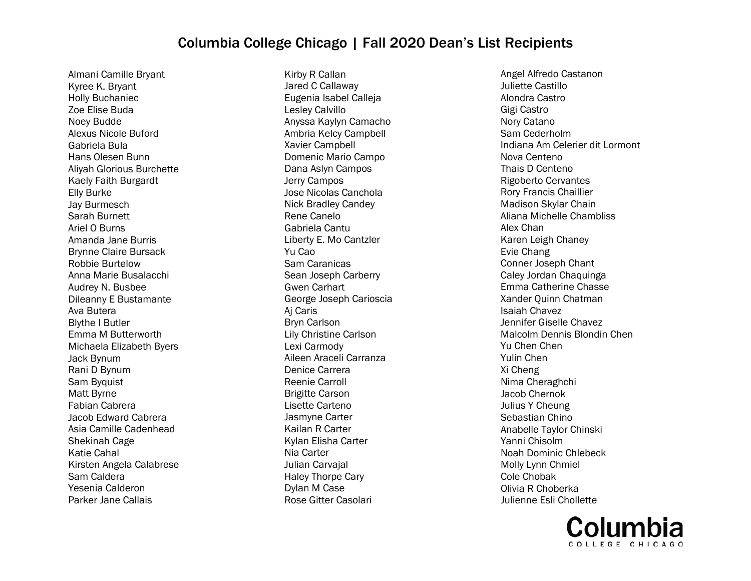# Columbia College Chicago | Fall 2020 Dean's List Recipients

Almani Camille Bryant
Kyree K. Bryant
Holly Buchaniec
Zoe Elise Buda
Noey Budde
Alexus Nicole Buford
Gabriela Bula
Hans Olesen Bunn
Aliyah Glorious Burchette
Kaely Faith Burgardt
Elly Burke
Jay Burmesch
Sarah Burnett
Ariel O Burns
Amanda Jane Burris
Brynne Claire Bursack
Robbie Burtelow
Anna Marie Busalacchi
Audrey N. Busbee
Dileanny E Bustamante
Ava Butera
Blythe I Butler
Emma M Butterworth
Michaela Elizabeth Byers
Jack Bynum
Rani D Bynum
Sam Byquist
Matt Byrne
Fabian Cabrera
Jacob Edward Cabrera
Asia Camille Cadenhead
Shekinah Cage
Katie Cahal
Kirsten Angela Calabrese
Sam Caldera
Yesenia Calderon
Parker Jane Callais
Kirby R Callan
Jared C Callaway
Eugenia Isabel Calleja
Lesley Calvillo
Anyssa Kaylyn Camacho
Ambria Kelcy Campbell
Xavier Campbell
Domenic Mario Campo
Dana Aslyn Campos
Jerry Campos
Jose Nicolas Canchola
Nick Bradley Candey
Rene Canelo
Gabriela Cantu
Liberty E. Mo Cantzler
Yu Cao
Sam Caranicas
Sean Joseph Carberry
Gwen Carhart
George Joseph Carioscia
Aj Caris
Bryn Carlson
Lily Christine Carlson
Lexi Carmody
Aileen Araceli Carranza
Denice Carrera
Reenie Carroll
Brigitte Carson
Lisette Carteno
Jasmyne Carter
Kailan R Carter
Kylan Elisha Carter
Nia Carter
Julian Carvajal
Haley Thorpe Cary
Dylan M Case
Rose Gitter Casolari
Angel Alfredo Castanon
Juliette Castillo
Alondra Castro
Gigi Castro
Nory Catano
Sam Cederholm
Indiana Am Celerier dit Lormont
Nova Centeno
Thais D Centeno
Rigoberto Cervantes
Rory Francis Chaillier
Madison Skylar Chain
Aliana Michelle Chambliss
Alex Chan
Karen Leigh Chaney
Evie Chang
Conner Joseph Chant
Caley Jordan Chaquinga
Emma Catherine Chasse
Xander Quinn Chatman
Isaiah Chavez
Jennifer Giselle Chavez
Malcolm Dennis Blondin Chen
Yu Chen Chen
Yulin Chen
Xi Cheng
Nima Cheraghchi
Jacob Chernok
Julius Y Cheung
Sebastian Chino
Anabelle Taylor Chinski
Yanni Chisolm
Noah Dominic Chlebeck
Molly Lynn Chmiel
Cole Chobak
Olivia R Choberka
Julienne Esli Chollette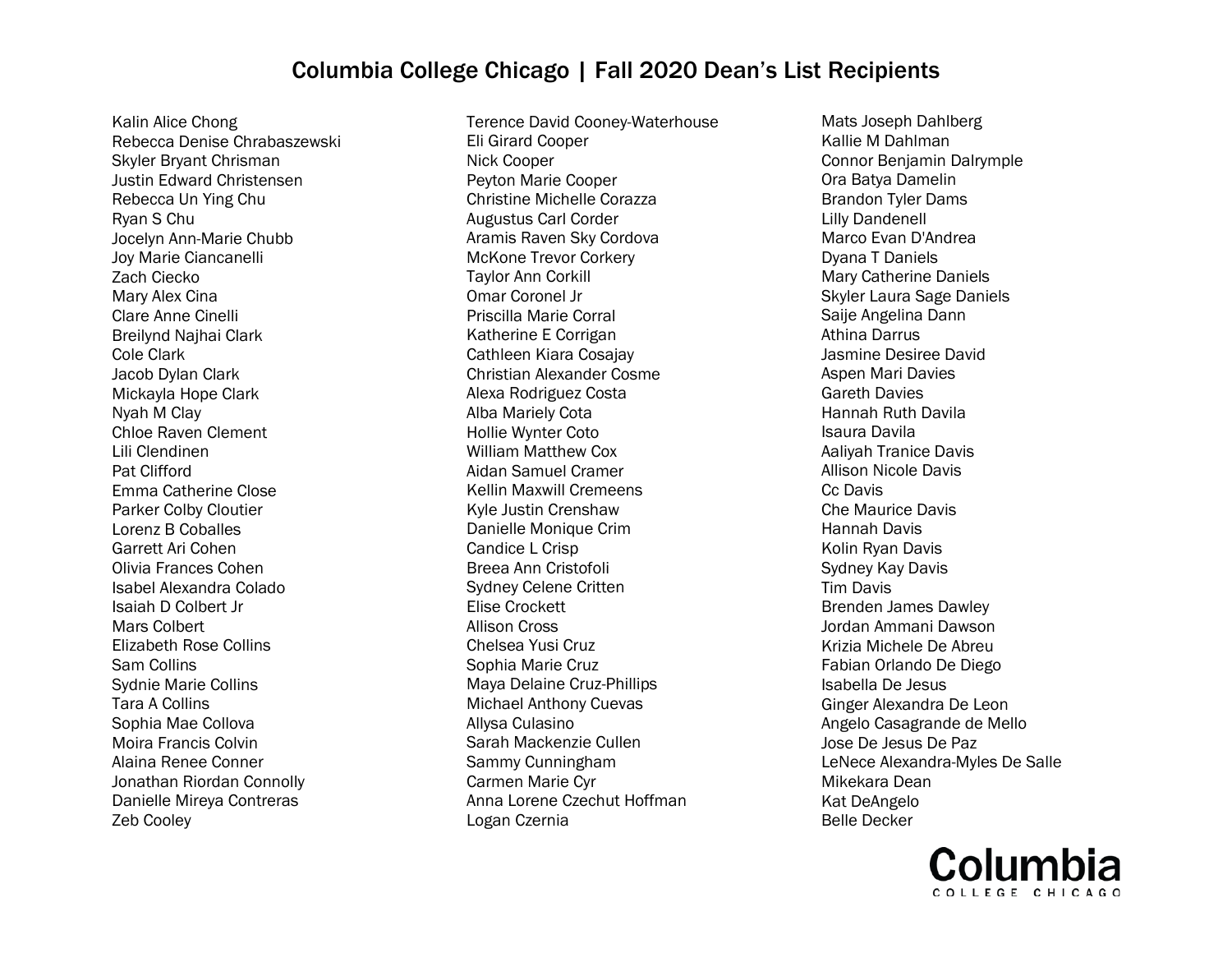# Columbia College Chicago | Fall 2020 Dean's List Recipients

Kalin Alice Chong
Rebecca Denise Chrabaszewski
Skyler Bryant Chrisman
Justin Edward Christensen
Rebecca Un Ying Chu
Ryan S Chu
Jocelyn Ann-Marie Chubb
Joy Marie Ciancanelli
Zach Ciecko
Mary Alex Cina
Clare Anne Cinelli
Breilynd Najhai Clark
Cole Clark
Jacob Dylan Clark
Mickayla Hope Clark
Nyah M Clay
Chloe Raven Clement
Lili Clendinen
Pat Clifford
Emma Catherine Close
Parker Colby Cloutier
Lorenz B Coballes
Garrett Ari Cohen
Olivia Frances Cohen
Isabel Alexandra Colado
Isaiah D Colbert Jr
Mars Colbert
Elizabeth Rose Collins
Sam Collins
Sydnie Marie Collins
Tara A Collins
Sophia Mae Collova
Moira Francis Colvin
Alaina Renee Conner
Jonathan Riordan Connolly
Danielle Mireya Contreras
Zeb Cooley
Terence David Cooney-Waterhouse
Eli Girard Cooper
Nick Cooper
Peyton Marie Cooper
Christine Michelle Corazza
Augustus Carl Corder
Aramis Raven Sky Cordova
McKone Trevor Corkery
Taylor Ann Corkill
Omar Coronel Jr
Priscilla Marie Corral
Katherine E Corrigan
Cathleen Kiara Cosajay
Christian Alexander Cosme
Alexa Rodriguez Costa
Alba Mariely Cota
Hollie Wynter Coto
William Matthew Cox
Aidan Samuel Cramer
Kellin Maxwill Cremeens
Kyle Justin Crenshaw
Danielle Monique Crim
Candice L Crisp
Breea Ann Cristofoli
Sydney Celene Critten
Elise Crockett
Allison Cross
Chelsea Yusi Cruz
Sophia Marie Cruz
Maya Delaine Cruz-Phillips
Michael Anthony Cuevas
Allysa Culasino
Sarah Mackenzie Cullen
Sammy Cunningham
Carmen Marie Cyr
Anna Lorene Czechut Hoffman
Logan Czernia
Mats Joseph Dahlberg
Kallie M Dahlman
Connor Benjamin Dalrymple
Ora Batya Damelin
Brandon Tyler Dams
Lilly Dandenell
Marco Evan D'Andrea
Dyana T Daniels
Mary Catherine Daniels
Skyler Laura Sage Daniels
Saije Angelina Dann
Athina Darrus
Jasmine Desiree David
Aspen Mari Davies
Gareth Davies
Hannah Ruth Davila
Isaura Davila
Aaliyah Tranice Davis
Allison Nicole Davis
Cc Davis
Che Maurice Davis
Hannah Davis
Kolin Ryan Davis
Sydney Kay Davis
Tim Davis
Brenden James Dawley
Jordan Ammani Dawson
Krizia Michele De Abreu
Fabian Orlando De Diego
Isabella De Jesus
Ginger Alexandra De Leon
Angelo Casagrande de Mello
Jose De Jesus De Paz
LeNece Alexandra-Myles De Salle
Mikekara Dean
Kat DeAngelo
Belle Decker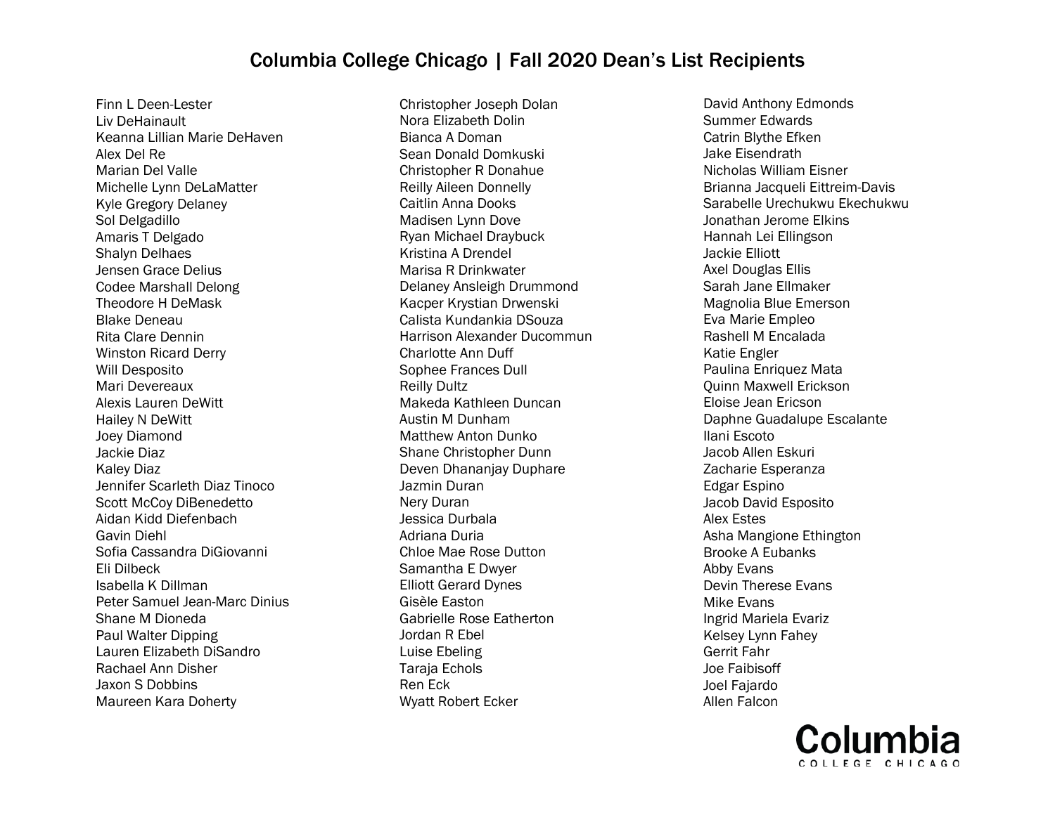# Columbia College Chicago | Fall 2020 Dean's List Recipients

Finn L Deen-Lester
Liv DeHainault
Keanna Lillian Marie DeHaven
Alex Del Re
Marian Del Valle
Michelle Lynn DeLaMatter
Kyle Gregory Delaney
Sol Delgadillo
Amaris T Delgado
Shalyn Delhaes
Jensen Grace Delius
Codee Marshall Delong
Theodore H DeMask
Blake Deneau
Rita Clare Dennin
Winston Ricard Derry
Will Desposito
Mari Devereaux
Alexis Lauren DeWitt
Hailey N DeWitt
Joey Diamond
Jackie Diaz
Kaley Diaz
Jennifer Scarleth Diaz Tinoco
Scott McCoy DiBenedetto
Aidan Kidd Diefenbach
Gavin Diehl
Sofia Cassandra DiGiovanni
Eli Dilbeck
Isabella K Dillman
Peter Samuel Jean-Marc Dinius
Shane M Dioneda
Paul Walter Dipping
Lauren Elizabeth DiSandro
Rachael Ann Disher
Jaxon S Dobbins
Maureen Kara Doherty
Christopher Joseph Dolan
Nora Elizabeth Dolin
Bianca A Doman
Sean Donald Domkuski
Christopher R Donahue
Reilly Aileen Donnelly
Caitlin Anna Dooks
Madisen Lynn Dove
Ryan Michael Draybuck
Kristina A Drendel
Marisa R Drinkwater
Delaney Ansleigh Drummond
Kacper Krystian Drwenski
Calista Kundankia DSouza
Harrison Alexander Ducommun
Charlotte Ann Duff
Sophee Frances Dull
Reilly Dultz
Makeda Kathleen Duncan
Austin M Dunham
Matthew Anton Dunko
Shane Christopher Dunn
Deven Dhananjay Duphare
Jazmin Duran
Nery Duran
Jessica Durbala
Adriana Duria
Chloe Mae Rose Dutton
Samantha E Dwyer
Elliott Gerard Dynes
Gisèle Easton
Gabrielle Rose Eatherton
Jordan R Ebel
Luise Ebeling
Taraja Echols
Ren Eck
Wyatt Robert Ecker
David Anthony Edmonds
Summer Edwards
Catrin Blythe Efken
Jake Eisendrath
Nicholas William Eisner
Brianna Jacqueli Eittreim-Davis
Sarabelle Urechukwu Ekechukwu
Jonathan Jerome Elkins
Hannah Lei Ellingson
Jackie Elliott
Axel Douglas Ellis
Sarah Jane Ellmaker
Magnolia Blue Emerson
Eva Marie Empleo
Rashell M Encalada
Katie Engler
Paulina Enriquez Mata
Quinn Maxwell Erickson
Eloise Jean Ericson
Daphne Guadalupe Escalante
Ilani Escoto
Jacob Allen Eskuri
Zacharie Esperanza
Edgar Espino
Jacob David Esposito
Alex Estes
Asha Mangione Ethington
Brooke A Eubanks
Abby Evans
Devin Therese Evans
Mike Evans
Ingrid Mariela Evariz
Kelsey Lynn Fahey
Gerrit Fahr
Joe Faibisoff
Joel Fajardo
Allen Falcon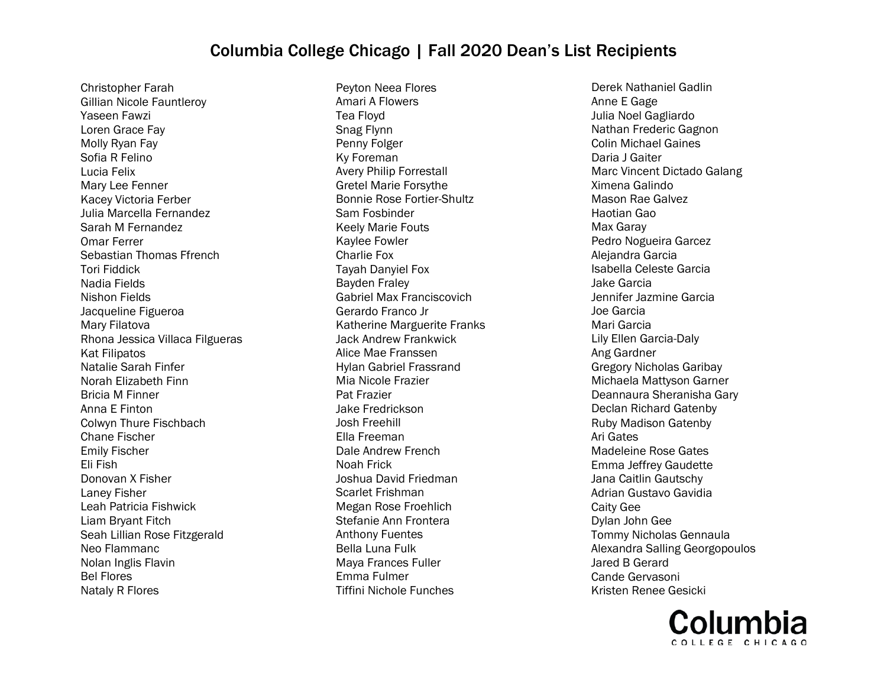# Columbia College Chicago | Fall 2020 Dean's List Recipients

Christopher Farah
Gillian Nicole Fauntleroy
Yaseen Fawzi
Loren Grace Fay
Molly Ryan Fay
Sofia R Felino
Lucia Felix
Mary Lee Fenner
Kacey Victoria Ferber
Julia Marcella Fernandez
Sarah M Fernandez
Omar Ferrer
Sebastian Thomas Ffrench
Tori Fiddick
Nadia Fields
Nishon Fields
Jacqueline Figueroa
Mary Filatova
Rhona Jessica Villaca Filgueras
Kat Filipatos
Natalie Sarah Finfer
Norah Elizabeth Finn
Bricia M Finner
Anna E Finton
Colwyn Thure Fischbach
Chane Fischer
Emily Fischer
Eli Fish
Donovan X Fisher
Laney Fisher
Leah Patricia Fishwick
Liam Bryant Fitch
Seah Lillian Rose Fitzgerald
Neo Flammanc
Nolan Inglis Flavin
Bel Flores
Nataly R Flores
Peyton Neea Flores
Amari A Flowers
Tea Floyd
Snag Flynn
Penny Folger
Ky Foreman
Avery Philip Forrestall
Gretel Marie Forsythe
Bonnie Rose Fortier-Shultz
Sam Fosbinder
Keely Marie Fouts
Kaylee Fowler
Charlie Fox
Tayah Danyiel Fox
Bayden Fraley
Gabriel Max Franciscovich
Gerardo Franco Jr
Katherine Marguerite Franks
Jack Andrew Frankwick
Alice Mae Franssen
Hylan Gabriel Frassrand
Mia Nicole Frazier
Pat Frazier
Jake Fredrickson
Josh Freehill
Ella Freeman
Dale Andrew French
Noah Frick
Joshua David Friedman
Scarlet Frishman
Megan Rose Froehlich
Stefanie Ann Frontera
Anthony Fuentes
Bella Luna Fulk
Maya Frances Fuller
Emma Fulmer
Tiffini Nichole Funches
Derek Nathaniel Gadlin
Anne E Gage
Julia Noel Gagliardo
Nathan Frederic Gagnon
Colin Michael Gaines
Daria J Gaiter
Marc Vincent Dictado Galang
Ximena Galindo
Mason Rae Galvez
Haotian Gao
Max Garay
Pedro Nogueira Garcez
Alejandra Garcia
Isabella Celeste Garcia
Jake Garcia
Jennifer Jazmine Garcia
Joe Garcia
Mari Garcia
Lily Ellen Garcia-Daly
Ang Gardner
Gregory Nicholas Garibay
Michaela Mattyson Garner
Deannaura Sheranisha Gary
Declan Richard Gatenby
Ruby Madison Gatenby
Ari Gates
Madeleine Rose Gates
Emma Jeffrey Gaudette
Jana Caitlin Gautschy
Adrian Gustavo Gavidia
Caity Gee
Dylan John Gee
Tommy Nicholas Gennaula
Alexandra Salling Georgopoulos
Jared B Gerard
Cande Gervasoni
Kristen Renee Gesicki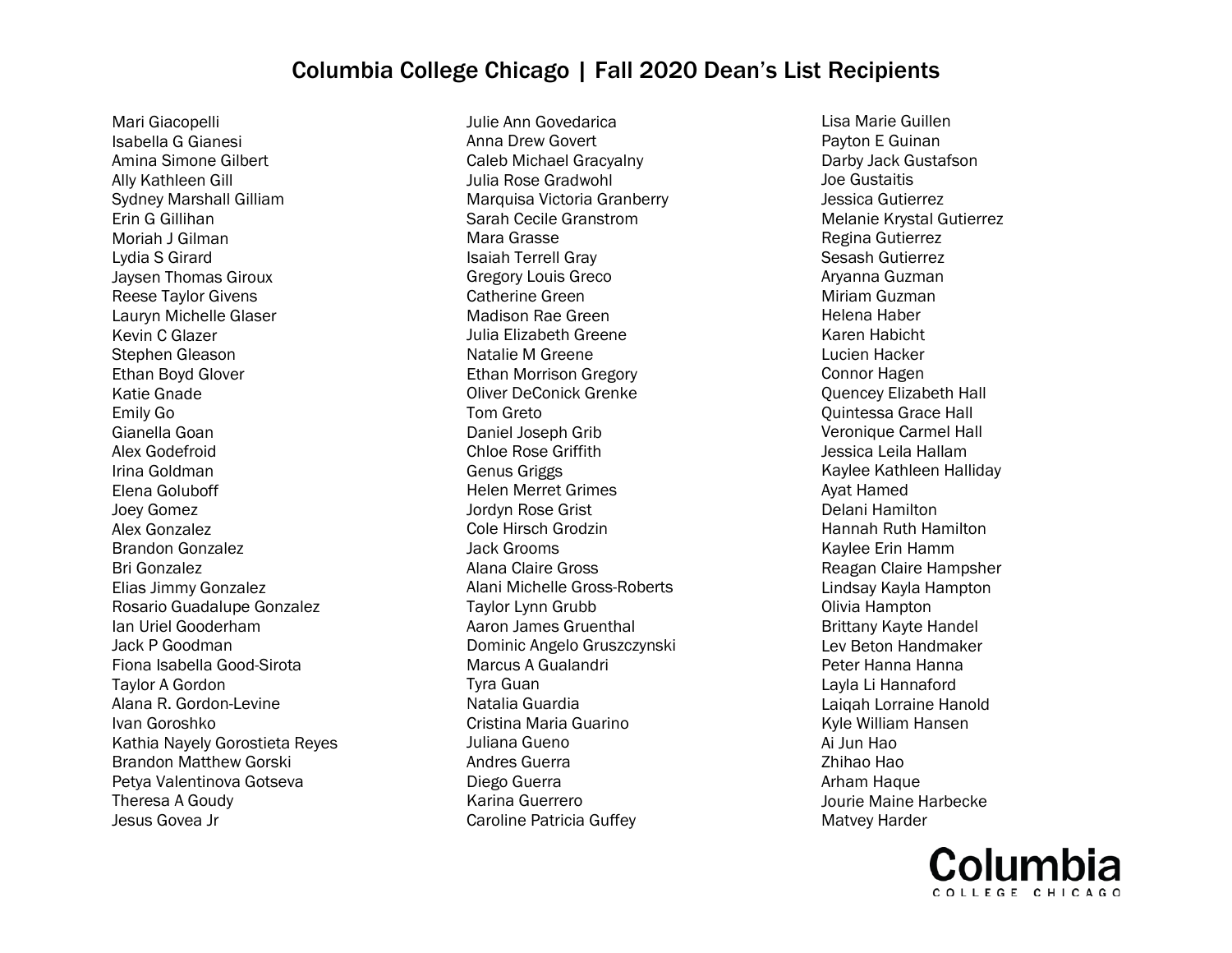# Columbia College Chicago | Fall 2020 Dean's List Recipients

Mari Giacopelli
Isabella G Gianesi
Amina Simone Gilbert
Ally Kathleen Gill
Sydney Marshall Gilliam
Erin G Gillihan
Moriah J Gilman
Lydia S Girard
Jaysen Thomas Giroux
Reese Taylor Givens
Lauryn Michelle Glaser
Kevin C Glazer
Stephen Gleason
Ethan Boyd Glover
Katie Gnade
Emily Go
Gianella Goan
Alex Godefroid
Irina Goldman
Elena Goluboff
Joey Gomez
Alex Gonzalez
Brandon Gonzalez
Bri Gonzalez
Elias Jimmy Gonzalez
Rosario Guadalupe Gonzalez
Ian Uriel Gooderham
Jack P Goodman
Fiona Isabella Good-Sirota
Taylor A Gordon
Alana R. Gordon-Levine
Ivan Goroshko
Kathia Nayely Gorostieta Reyes
Brandon Matthew Gorski
Petya Valentinova Gotseva
Theresa A Goudy
Jesus Govea Jr
Julie Ann Govedarica
Anna Drew Govert
Caleb Michael Gracyalny
Julia Rose Gradwohl
Marquisa Victoria Granberry
Sarah Cecile Granstrom
Mara Grasse
Isaiah Terrell Gray
Gregory Louis Greco
Catherine Green
Madison Rae Green
Julia Elizabeth Greene
Natalie M Greene
Ethan Morrison Gregory
Oliver DeConick Grenke
Tom Greto
Daniel Joseph Grib
Chloe Rose Griffith
Genus Griggs
Helen Merret Grimes
Jordyn Rose Grist
Cole Hirsch Grodzin
Jack Grooms
Alana Claire Gross
Alani Michelle Gross-Roberts
Taylor Lynn Grubb
Aaron James Gruenthal
Dominic Angelo Gruszczynski
Marcus A Gualandri
Tyra Guan
Natalia Guardia
Cristina Maria Guarino
Juliana Gueno
Andres Guerra
Diego Guerra
Karina Guerrero
Caroline Patricia Guffey
Lisa Marie Guillen
Payton E Guinan
Darby Jack Gustafson
Joe Gustaitis
Jessica Gutierrez
Melanie Krystal Gutierrez
Regina Gutierrez
Sesash Gutierrez
Aryanna Guzman
Miriam Guzman
Helena Haber
Karen Habicht
Lucien Hacker
Connor Hagen
Quencey Elizabeth Hall
Quintessa Grace Hall
Veronique Carmel Hall
Jessica Leila Hallam
Kaylee Kathleen Halliday
Ayat Hamed
Delani Hamilton
Hannah Ruth Hamilton
Kaylee Erin Hamm
Reagan Claire Hampsher
Lindsay Kayla Hampton
Olivia Hampton
Brittany Kayte Handel
Lev Beton Handmaker
Peter Hanna Hanna
Layla Li Hannaford
Laiqah Lorraine Hanold
Kyle William Hansen
Ai Jun Hao
Zhihao Hao
Arham Haque
Jourie Maine Harbecke
Matvey Harder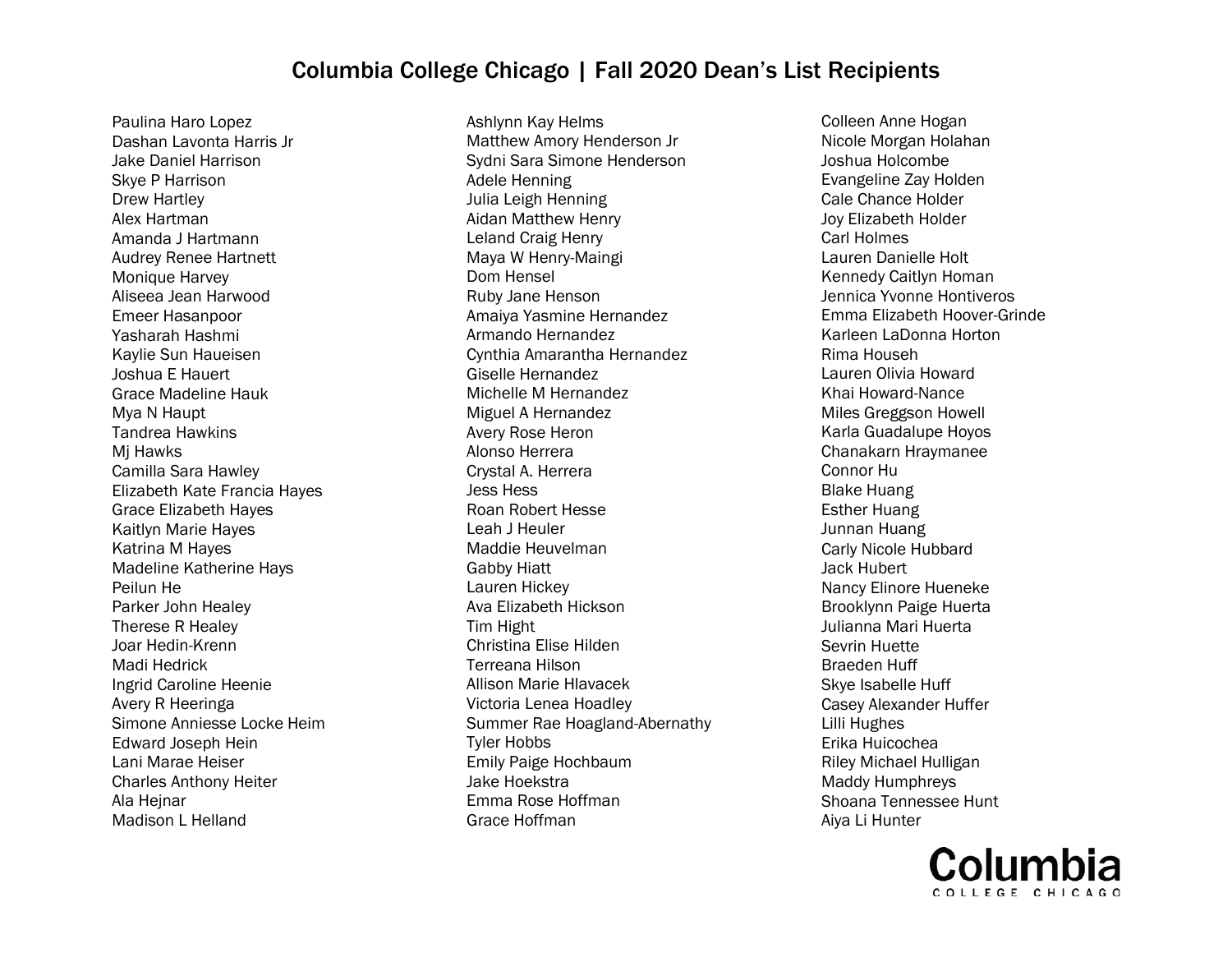# Columbia College Chicago | Fall 2020 Dean's List Recipients

Paulina Haro Lopez
Dashan Lavonta Harris Jr
Jake Daniel Harrison
Skye P Harrison
Drew Hartley
Alex Hartman
Amanda J Hartmann
Audrey Renee Hartnett
Monique Harvey
Aliseea Jean Harwood
Emeer Hasanpoor
Yasharah Hashmi
Kaylie Sun Haueisen
Joshua E Hauert
Grace Madeline Hauk
Mya N Haupt
Tandrea Hawkins
Mj Hawks
Camilla Sara Hawley
Elizabeth Kate Francia Hayes
Grace Elizabeth Hayes
Kaitlyn Marie Hayes
Katrina M Hayes
Madeline Katherine Hays
Peilun He
Parker John Healey
Therese R Healey
Joar Hedin-Krenn
Madi Hedrick
Ingrid Caroline Heenie
Avery R Heeringa
Simone Anniesse Locke Heim
Edward Joseph Hein
Lani Marae Heiser
Charles Anthony Heiter
Ala Hejnar
Madison L Helland
Ashlynn Kay Helms
Matthew Amory Henderson Jr
Sydni Sara Simone Henderson
Adele Henning
Julia Leigh Henning
Aidan Matthew Henry
Leland Craig Henry
Maya W Henry-Maingi
Dom Hensel
Ruby Jane Henson
Amaiya Yasmine Hernandez
Armando Hernandez
Cynthia Amarantha Hernandez
Giselle Hernandez
Michelle M Hernandez
Miguel A Hernandez
Avery Rose Heron
Alonso Herrera
Crystal A. Herrera
Jess Hess
Roan Robert Hesse
Leah J Heuler
Maddie Heuvelman
Gabby Hiatt
Lauren Hickey
Ava Elizabeth Hickson
Tim Hight
Christina Elise Hilden
Terreana Hilson
Allison Marie Hlavacek
Victoria Lenea Hoadley
Summer Rae Hoagland-Abernathy
Tyler Hobbs
Emily Paige Hochbaum
Jake Hoekstra
Emma Rose Hoffman
Grace Hoffman
Colleen Anne Hogan
Nicole Morgan Holahan
Joshua Holcombe
Evangeline Zay Holden
Cale Chance Holder
Joy Elizabeth Holder
Carl Holmes
Lauren Danielle Holt
Kennedy Caitlyn Homan
Jennica Yvonne Hontiveros
Emma Elizabeth Hoover-Grinde
Karleen LaDonna Horton
Rima Househ
Lauren Olivia Howard
Khai Howard-Nance
Miles Greggson Howell
Karla Guadalupe Hoyos
Chanakarn Hraymanee
Connor Hu
Blake Huang
Esther Huang
Junnan Huang
Carly Nicole Hubbard
Jack Hubert
Nancy Elinore Hueneke
Brooklynn Paige Huerta
Julianna Mari Huerta
Sevrin Huette
Braeden Huff
Skye Isabelle Huff
Casey Alexander Huffer
Lilli Hughes
Erika Huicochea
Riley Michael Hulligan
Maddy Humphreys
Shoana Tennessee Hunt
Aiya Li Hunter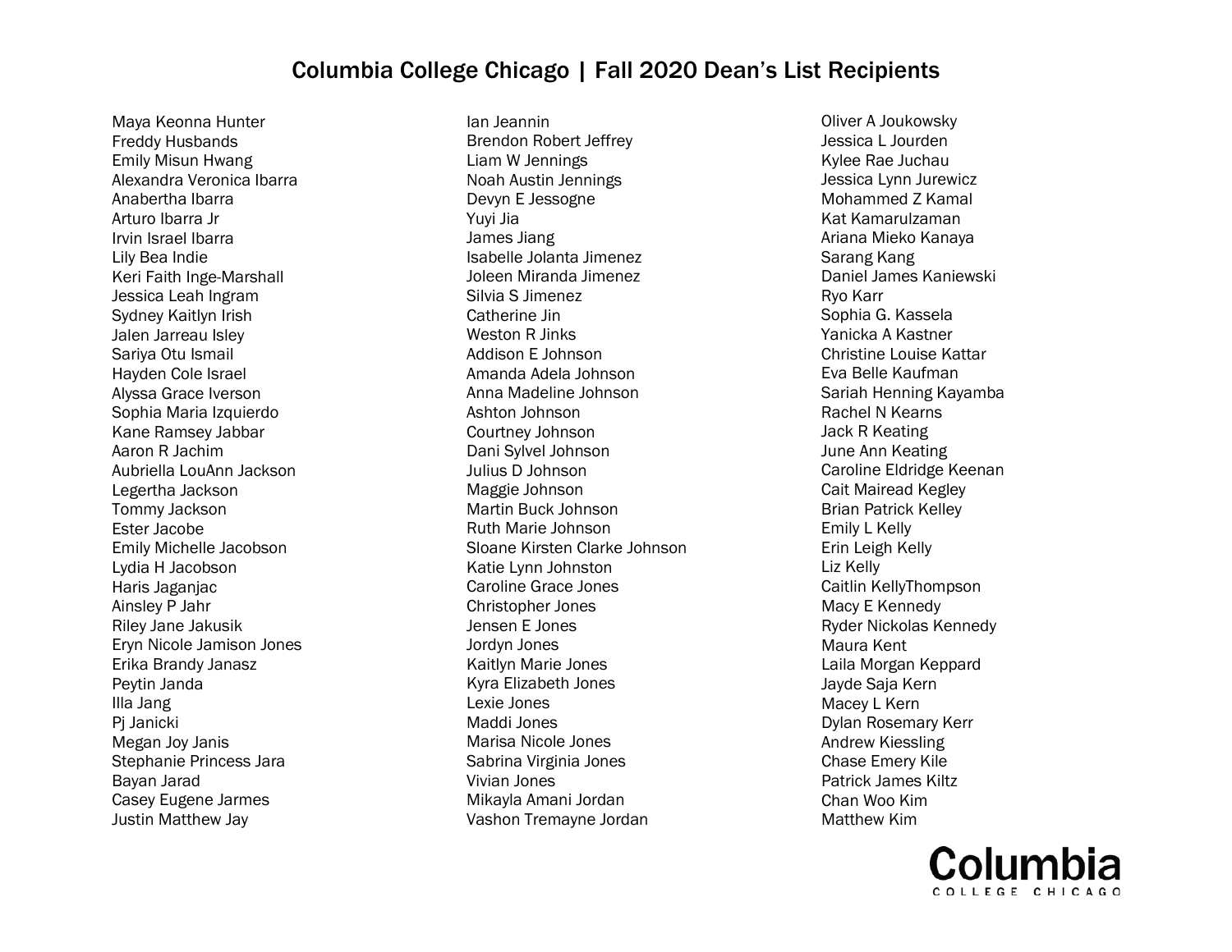# Columbia College Chicago | Fall 2020 Dean's List Recipients

Maya Keonna Hunter
Freddy Husbands
Emily Misun Hwang
Alexandra Veronica Ibarra
Anabertha Ibarra
Arturo Ibarra Jr
Irvin Israel Ibarra
Lily Bea Indie
Keri Faith Inge-Marshall
Jessica Leah Ingram
Sydney Kaitlyn Irish
Jalen Jarreau Isley
Sariya Otu Ismail
Hayden Cole Israel
Alyssa Grace Iverson
Sophia Maria Izquierdo
Kane Ramsey Jabbar
Aaron R Jachim
Aubriella LouAnn Jackson
Legertha Jackson
Tommy Jackson
Ester Jacobe
Emily Michelle Jacobson
Lydia H Jacobson
Haris Jaganjac
Ainsley P Jahr
Riley Jane Jakusik
Eryn Nicole Jamison Jones
Erika Brandy Janasz
Peytin Janda
Illa Jang
Pj Janicki
Megan Joy Janis
Stephanie Princess Jara
Bayan Jarad
Casey Eugene Jarmes
Justin Matthew Jay
Ian Jeannin
Brendon Robert Jeffrey
Liam W Jennings
Noah Austin Jennings
Devyn E Jessogne
Yuyi Jia
James Jiang
Isabelle Jolanta Jimenez
Joleen Miranda Jimenez
Silvia S Jimenez
Catherine Jin
Weston R Jinks
Addison E Johnson
Amanda Adela Johnson
Anna Madeline Johnson
Ashton Johnson
Courtney Johnson
Dani Sylvel Johnson
Julius D Johnson
Maggie Johnson
Martin Buck Johnson
Ruth Marie Johnson
Sloane Kirsten Clarke Johnson
Katie Lynn Johnston
Caroline Grace Jones
Christopher Jones
Jensen E Jones
Jordyn Jones
Kaitlyn Marie Jones
Kyra Elizabeth Jones
Lexie Jones
Maddi Jones
Marisa Nicole Jones
Sabrina Virginia Jones
Vivian Jones
Mikayla Amani Jordan
Vashon Tremayne Jordan
Oliver A Joukowsky
Jessica L Jourden
Kylee Rae Juchau
Jessica Lynn Jurewicz
Mohammed Z Kamal
Kat Kamarulzaman
Ariana Mieko Kanaya
Sarang Kang
Daniel James Kaniewski
Ryo Karr
Sophia G. Kassela
Yanicka A Kastner
Christine Louise Kattar
Eva Belle Kaufman
Sariah Henning Kayamba
Rachel N Kearns
Jack R Keating
June Ann Keating
Caroline Eldridge Keenan
Cait Mairead Kegley
Brian Patrick Kelley
Emily L Kelly
Erin Leigh Kelly
Liz Kelly
Caitlin KellyThompson
Macy E Kennedy
Ryder Nickolas Kennedy
Maura Kent
Laila Morgan Keppard
Jayde Saja Kern
Macey L Kern
Dylan Rosemary Kerr
Andrew Kiessling
Chase Emery Kile
Patrick James Kiltz
Chan Woo Kim
Matthew Kim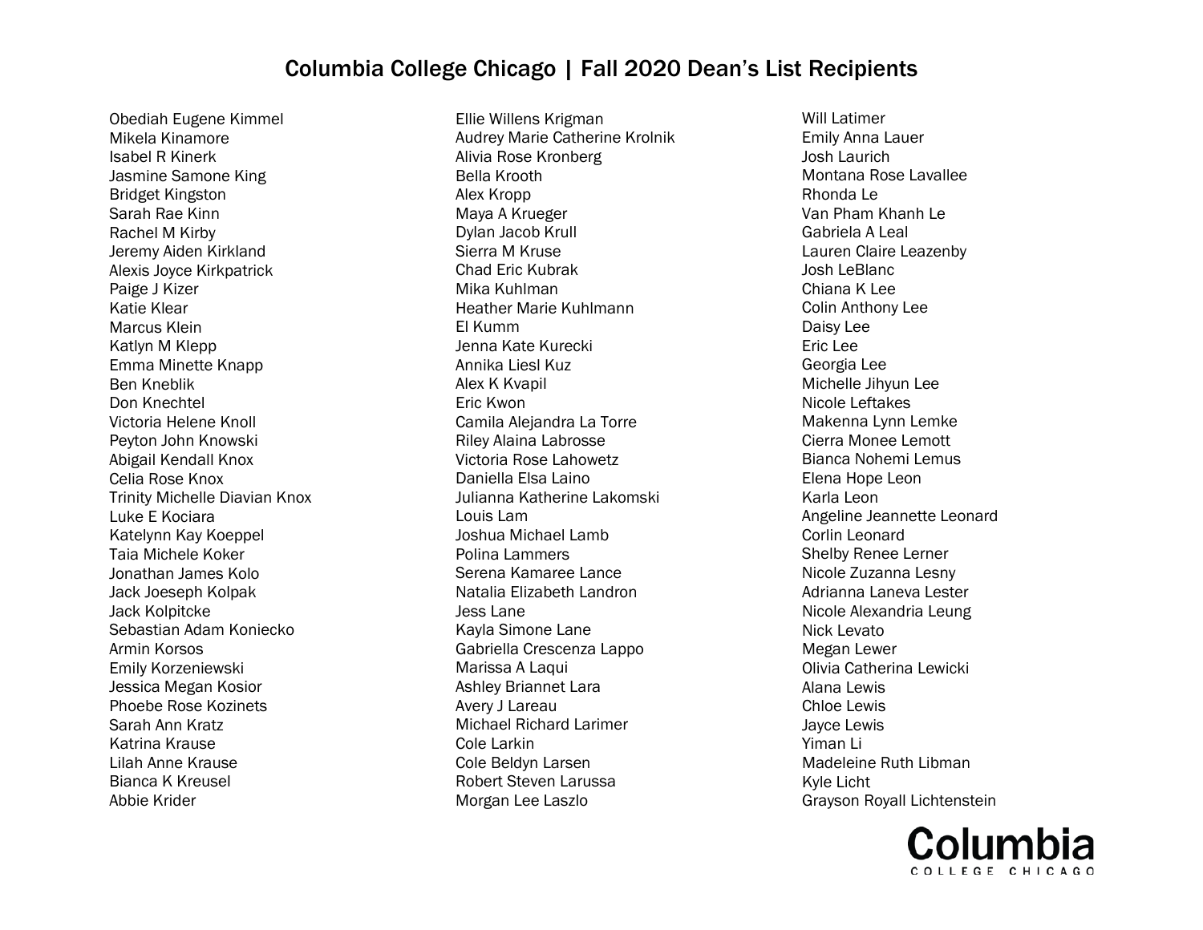# Columbia College Chicago | Fall 2020 Dean's List Recipients

Obediah Eugene Kimmel
Mikela Kinamore
Isabel R Kinerk
Jasmine Samone King
Bridget Kingston
Sarah Rae Kinn
Rachel M Kirby
Jeremy Aiden Kirkland
Alexis Joyce Kirkpatrick
Paige J Kizer
Katie Klear
Marcus Klein
Katlyn M Klepp
Emma Minette Knapp
Ben Kneblik
Don Knechtel
Victoria Helene Knoll
Peyton John Knowski
Abigail Kendall Knox
Celia Rose Knox
Trinity Michelle Diavian Knox
Luke E Kociara
Katelynn Kay Koeppel
Taia Michele Koker
Jonathan James Kolo
Jack Joeseph Kolpak
Jack Kolpitcke
Sebastian Adam Koniecko
Armin Korsos
Emily Korzeniewski
Jessica Megan Kosior
Phoebe Rose Kozinets
Sarah Ann Kratz
Katrina Krause
Lilah Anne Krause
Bianca K Kreusel
Abbie Krider
Ellie Willens Krigman
Audrey Marie Catherine Krolnik
Alivia Rose Kronberg
Bella Krooth
Alex Kropp
Maya A Krueger
Dylan Jacob Krull
Sierra M Kruse
Chad Eric Kubrak
Mika Kuhlman
Heather Marie Kuhlmann
El Kumm
Jenna Kate Kurecki
Annika Liesl Kuz
Alex K Kvapil
Eric Kwon
Camila Alejandra La Torre
Riley Alaina Labrosse
Victoria Rose Lahowetz
Daniella Elsa Laino
Julianna Katherine Lakomski
Louis Lam
Joshua Michael Lamb
Polina Lammers
Serena Kamaree Lance
Natalia Elizabeth Landron
Jess Lane
Kayla Simone Lane
Gabriella Crescenza Lappo
Marissa A Laqui
Ashley Briannet Lara
Avery J Lareau
Michael Richard Larimer
Cole Larkin
Cole Beldyn Larsen
Robert Steven Larussa
Morgan Lee Laszlo
Will Latimer
Emily Anna Lauer
Josh Laurich
Montana Rose Lavallee
Rhonda Le
Van Pham Khanh Le
Gabriela A Leal
Lauren Claire Leazenby
Josh LeBlanc
Chiana K Lee
Colin Anthony Lee
Daisy Lee
Eric Lee
Georgia Lee
Michelle Jihyun Lee
Nicole Leftakes
Makenna Lynn Lemke
Cierra Monee Lemott
Bianca Nohemi Lemus
Elena Hope Leon
Karla Leon
Angeline Jeannette Leonard
Corlin Leonard
Shelby Renee Lerner
Nicole Zuzanna Lesny
Adrianna Laneva Lester
Nicole Alexandria Leung
Nick Levato
Megan Lewer
Olivia Catherina Lewicki
Alana Lewis
Chloe Lewis
Jayce Lewis
Yiman Li
Madeleine Ruth Libman
Kyle Licht
Grayson Royall Lichtenstein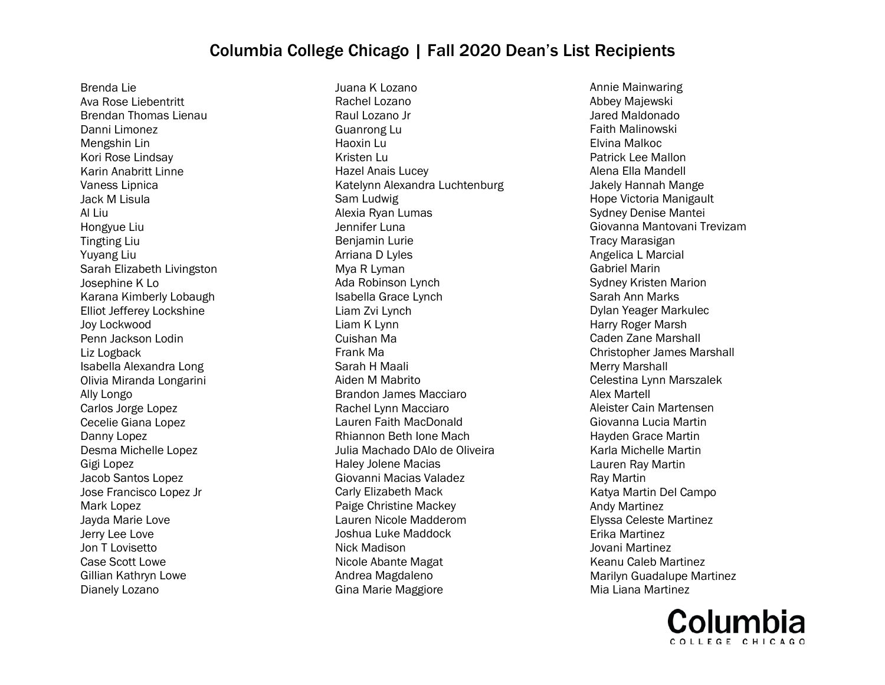# Columbia College Chicago | Fall 2020 Dean's List Recipients

Brenda Lie
Ava Rose Liebentritt
Brendan Thomas Lienau
Danni Limonez
Mengshin Lin
Kori Rose Lindsay
Karin Anabritt Linne
Vaness Lipnica
Jack M Lisula
Al Liu
Hongyue Liu
Tingting Liu
Yuyang Liu
Sarah Elizabeth Livingston
Josephine K Lo
Karana Kimberly Lobaugh
Elliot Jefferey Lockshine
Joy Lockwood
Penn Jackson Lodin
Liz Logback
Isabella Alexandra Long
Olivia Miranda Longarini
Ally Longo
Carlos Jorge Lopez
Cecelie Giana Lopez
Danny Lopez
Desma Michelle Lopez
Gigi Lopez
Jacob Santos Lopez
Jose Francisco Lopez Jr
Mark Lopez
Jayda Marie Love
Jerry Lee Love
Jon T Lovisetto
Case Scott Lowe
Gillian Kathryn Lowe
Dianely Lozano
Juana K Lozano
Rachel Lozano
Raul Lozano Jr
Guanrong Lu
Haoxin Lu
Kristen Lu
Hazel Anais Lucey
Katelynn Alexandra Luchtenburg
Sam Ludwig
Alexia Ryan Lumas
Jennifer Luna
Benjamin Lurie
Arriana D Lyles
Mya R Lyman
Ada Robinson Lynch
Isabella Grace Lynch
Liam Zvi Lynch
Liam K Lynn
Cuishan Ma
Frank Ma
Sarah H Maali
Aiden M Mabrito
Brandon James Macciaro
Rachel Lynn Macciaro
Lauren Faith MacDonald
Rhiannon Beth Ione Mach
Julia Machado DAlo de Oliveira
Haley Jolene Macias
Giovanni Macias Valadez
Carly Elizabeth Mack
Paige Christine Mackey
Lauren Nicole Madderom
Joshua Luke Maddock
Nick Madison
Nicole Abante Magat
Andrea Magdaleno
Gina Marie Maggiore
Annie Mainwaring
Abbey Majewski
Jared Maldonado
Faith Malinowski
Elvina Malkoc
Patrick Lee Mallon
Alena Ella Mandell
Jakely Hannah Mange
Hope Victoria Manigault
Sydney Denise Mantei
Giovanna Mantovani Trevizam
Tracy Marasigan
Angelica L Marcial
Gabriel Marin
Sydney Kristen Marion
Sarah Ann Marks
Dylan Yeager Markulec
Harry Roger Marsh
Caden Zane Marshall
Christopher James Marshall
Merry Marshall
Celestina Lynn Marszalek
Alex Martell
Aleister Cain Martensen
Giovanna Lucia Martin
Hayden Grace Martin
Karla Michelle Martin
Lauren Ray Martin
Ray Martin
Katya Martin Del Campo
Andy Martinez
Elyssa Celeste Martinez
Erika Martinez
Jovani Martinez
Keanu Caleb Martinez
Marilyn Guadalupe Martinez
Mia Liana Martinez

Columbia
COLLEGE CHICAGO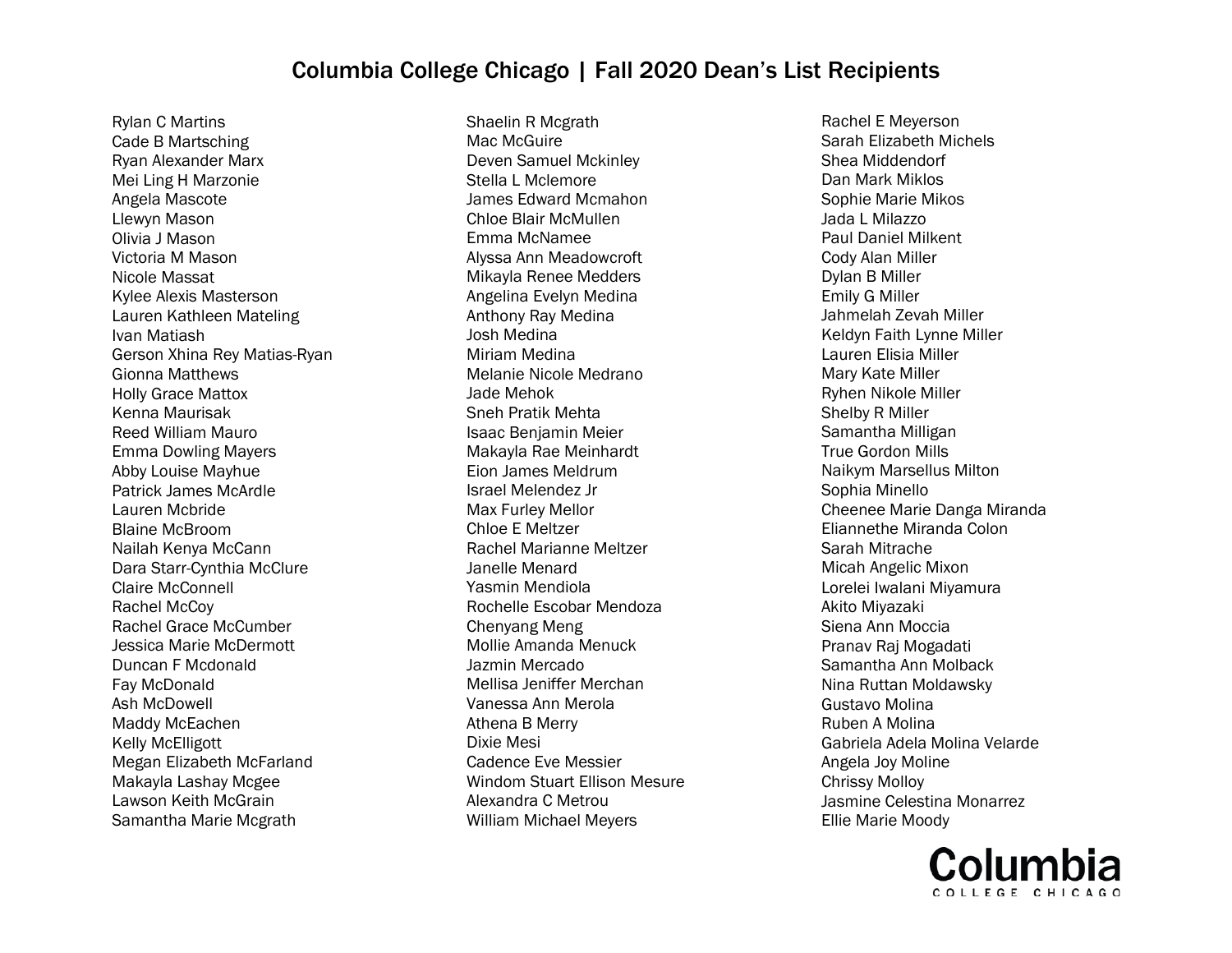# Columbia College Chicago | Fall 2020 Dean's List Recipients

Rylan C Martins
Cade B Martsching
Ryan Alexander Marx
Mei Ling H Marzonie
Angela Mascote
Llewyn Mason
Olivia J Mason
Victoria M Mason
Nicole Massat
Kylee Alexis Masterson
Lauren Kathleen Mateling
Ivan Matiash
Gerson Xhina Rey Matias-Ryan
Gionna Matthews
Holly Grace Mattox
Kenna Maurisak
Reed William Mauro
Emma Dowling Mayers
Abby Louise Mayhue
Patrick James McArdle
Lauren Mcbride
Blaine McBroom
Nailah Kenya McCann
Dara Starr-Cynthia McClure
Claire McConnell
Rachel McCoy
Rachel Grace McCumber
Jessica Marie McDermott
Duncan F Mcdonald
Fay McDonald
Ash McDowell
Maddy McEachen
Kelly McElligott
Megan Elizabeth McFarland
Makayla Lashay Mcgee
Lawson Keith McGrain
Samantha Marie Mcgrath
Shaelin R Mcgrath
Mac McGuire
Deven Samuel Mckinley
Stella L Mclemore
James Edward Mcmahon
Chloe Blair McMullen
Emma McNamee
Alyssa Ann Meadowcroft
Mikayla Renee Medders
Angelina Evelyn Medina
Anthony Ray Medina
Josh Medina
Miriam Medina
Melanie Nicole Medrano
Jade Mehok
Sneh Pratik Mehta
Isaac Benjamin Meier
Makayla Rae Meinhardt
Eion James Meldrum
Israel Melendez Jr
Max Furley Mellor
Chloe E Meltzer
Rachel Marianne Meltzer
Janelle Menard
Yasmin Mendiola
Rochelle Escobar Mendoza
Chenyang Meng
Mollie Amanda Menuck
Jazmin Mercado
Mellisa Jeniffer Merchan
Vanessa Ann Merola
Athena B Merry
Dixie Mesi
Cadence Eve Messier
Windom Stuart Ellison Mesure
Alexandra C Metrou
William Michael Meyers
Rachel E Meyerson
Sarah Elizabeth Michels
Shea Middendorf
Dan Mark Miklos
Sophie Marie Mikos
Jada L Milazzo
Paul Daniel Milkent
Cody Alan Miller
Dylan B Miller
Emily G Miller
Jahmelah Zevah Miller
Keldyn Faith Lynne Miller
Lauren Elisia Miller
Mary Kate Miller
Ryhen Nikole Miller
Shelby R Miller
Samantha Milligan
True Gordon Mills
Naikym Marsellus Milton
Sophia Minello
Cheenee Marie Danga Miranda
Eliannethe Miranda Colon
Sarah Mitrache
Micah Angelic Mixon
Lorelei Iwalani Miyamura
Akito Miyazaki
Siena Ann Moccia
Pranav Raj Mogadati
Samantha Ann Molback
Nina Ruttan Moldawsky
Gustavo Molina
Ruben A Molina
Gabriela Adela Molina Velarde
Angela Joy Moline
Chrissy Molloy
Jasmine Celestina Monarrez
Ellie Marie Moody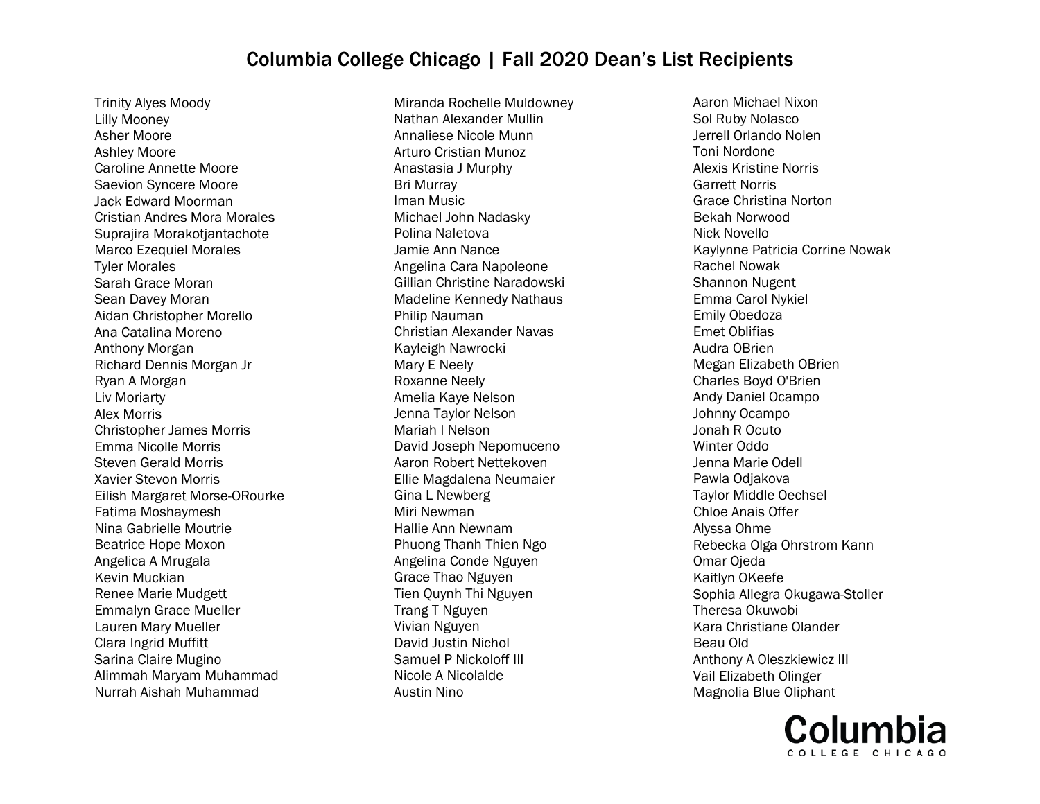# Columbia College Chicago | Fall 2020 Dean's List Recipients

Trinity Alyes Moody
Lilly Mooney
Asher Moore
Ashley Moore
Caroline Annette Moore
Saevion Syncere Moore
Jack Edward Moorman
Cristian Andres Mora Morales
Suprajira Morakotjantachote
Marco Ezequiel Morales
Tyler Morales
Sarah Grace Moran
Sean Davey Moran
Aidan Christopher Morello
Ana Catalina Moreno
Anthony Morgan
Richard Dennis Morgan Jr
Ryan A Morgan
Liv Moriarty
Alex Morris
Christopher James Morris
Emma Nicolle Morris
Steven Gerald Morris
Xavier Stevon Morris
Eilish Margaret Morse-ORourke
Fatima Moshaymesh
Nina Gabrielle Moutrie
Beatrice Hope Moxon
Angelica A Mrugala
Kevin Muckian
Renee Marie Mudgett
Emmalyn Grace Mueller
Lauren Mary Mueller
Clara Ingrid Muffitt
Sarina Claire Mugino
Alimmah Maryam Muhammad
Nurrah Aishah Muhammad
Miranda Rochelle Muldowney
Nathan Alexander Mullin
Annaliese Nicole Munn
Arturo Cristian Munoz
Anastasia J Murphy
Bri Murray
Iman Music
Michael John Nadasky
Polina Naletova
Jamie Ann Nance
Angelina Cara Napoleone
Gillian Christine Naradowski
Madeline Kennedy Nathaus
Philip Nauman
Christian Alexander Navas
Kayleigh Nawrocki
Mary E Neely
Roxanne Neely
Amelia Kaye Nelson
Jenna Taylor Nelson
Mariah I Nelson
David Joseph Nepomuceno
Aaron Robert Nettekoven
Ellie Magdalena Neumaier
Gina L Newberg
Miri Newman
Hallie Ann Newnam
Phuong Thanh Thien Ngo
Angelina Conde Nguyen
Grace Thao Nguyen
Tien Quynh Thi Nguyen
Trang T Nguyen
Vivian Nguyen
David Justin Nichol
Samuel P Nickoloff III
Nicole A Nicolalde
Austin Nino
Aaron Michael Nixon
Sol Ruby Nolasco
Jerrell Orlando Nolen
Toni Nordone
Alexis Kristine Norris
Garrett Norris
Grace Christina Norton
Bekah Norwood
Nick Novello
Kaylynne Patricia Corrine Nowak
Rachel Nowak
Shannon Nugent
Emma Carol Nykiel
Emily Obedoza
Emet Oblifias
Audra OBrien
Megan Elizabeth OBrien
Charles Boyd O'Brien
Andy Daniel Ocampo
Johnny Ocampo
Jonah R Ocuto
Winter Oddo
Jenna Marie Odell
Pawla Odjakova
Taylor Middle Oechsel
Chloe Anais Offer
Alyssa Ohme
Rebecka Olga Ohrstrom Kann
Omar Ojeda
Kaitlyn OKeefe
Sophia Allegra Okugawa-Stoller
Theresa Okuwobi
Kara Christiane Olander
Beau Old
Anthony A Oleszkiewicz III
Vail Elizabeth Olinger
Magnolia Blue Oliphant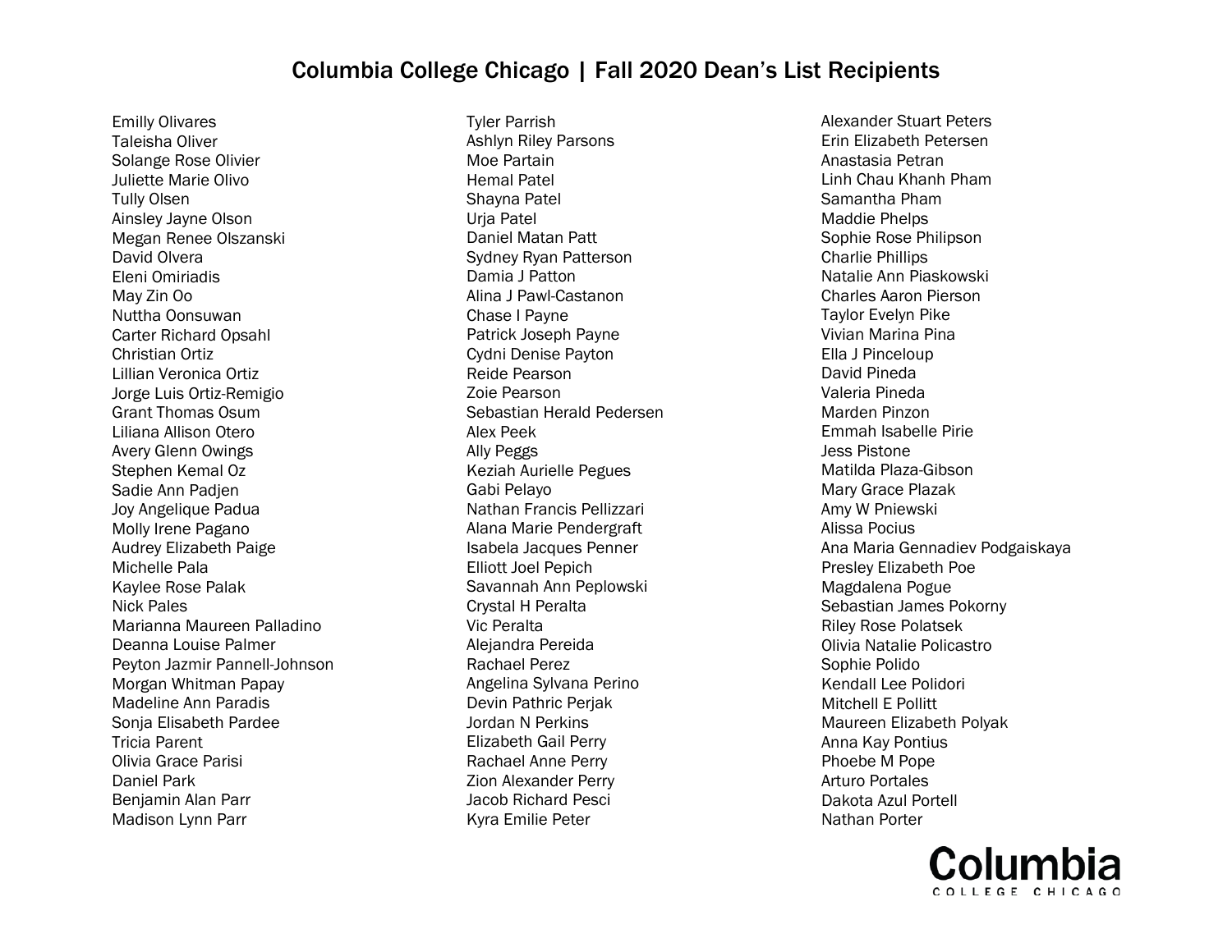# Columbia College Chicago | Fall 2020 Dean's List Recipients

Emilly Olivares
Taleisha Oliver
Solange Rose Olivier
Juliette Marie Olivo
Tully Olsen
Ainsley Jayne Olson
Megan Renee Olszanski
David Olvera
Eleni Omiriadis
May Zin Oo
Nuttha Oonsuwan
Carter Richard Opsahl
Christian Ortiz
Lillian Veronica Ortiz
Jorge Luis Ortiz-Remigio
Grant Thomas Osum
Liliana Allison Otero
Avery Glenn Owings
Stephen Kemal Oz
Sadie Ann Padjen
Joy Angelique Padua
Molly Irene Pagano
Audrey Elizabeth Paige
Michelle Pala
Kaylee Rose Palak
Nick Pales
Marianna Maureen Palladino
Deanna Louise Palmer
Peyton Jazmir Pannell-Johnson
Morgan Whitman Papay
Madeline Ann Paradis
Sonja Elisabeth Pardee
Tricia Parent
Olivia Grace Parisi
Daniel Park
Benjamin Alan Parr
Madison Lynn Parr
Tyler Parrish
Ashlyn Riley Parsons
Moe Partain
Hemal Patel
Shayna Patel
Urja Patel
Daniel Matan Patt
Sydney Ryan Patterson
Damia J Patton
Alina J Pawl-Castanon
Chase I Payne
Patrick Joseph Payne
Cydni Denise Payton
Reide Pearson
Zoie Pearson
Sebastian Herald Pedersen
Alex Peek
Ally Peggs
Keziah Aurielle Pegues
Gabi Pelayo
Nathan Francis Pellizzari
Alana Marie Pendergraft
Isabela Jacques Penner
Elliott Joel Pepich
Savannah Ann Peplowski
Crystal H Peralta
Vic Peralta
Alejandra Pereida
Rachael Perez
Angelina Sylvana Perino
Devin Pathric Perjak
Jordan N Perkins
Elizabeth Gail Perry
Rachael Anne Perry
Zion Alexander Perry
Jacob Richard Pesci
Kyra Emilie Peter
Alexander Stuart Peters
Erin Elizabeth Petersen
Anastasia Petran
Linh Chau Khanh Pham
Samantha Pham
Maddie Phelps
Sophie Rose Philipson
Charlie Phillips
Natalie Ann Piaskowski
Charles Aaron Pierson
Taylor Evelyn Pike
Vivian Marina Pina
Ella J Pinceloup
David Pineda
Valeria Pineda
Marden Pinzon
Emmah Isabelle Pirie
Jess Pistone
Matilda Plaza-Gibson
Mary Grace Plazak
Amy W Pniewski
Alissa Pocius
Ana Maria Gennadiev Podgaiskaya
Presley Elizabeth Poe
Magdalena Pogue
Sebastian James Pokorny
Riley Rose Polatsek
Olivia Natalie Policastro
Sophie Polido
Kendall Lee Polidori
Mitchell E Pollitt
Maureen Elizabeth Polyak
Anna Kay Pontius
Phoebe M Pope
Arturo Portales
Dakota Azul Portell
Nathan Porter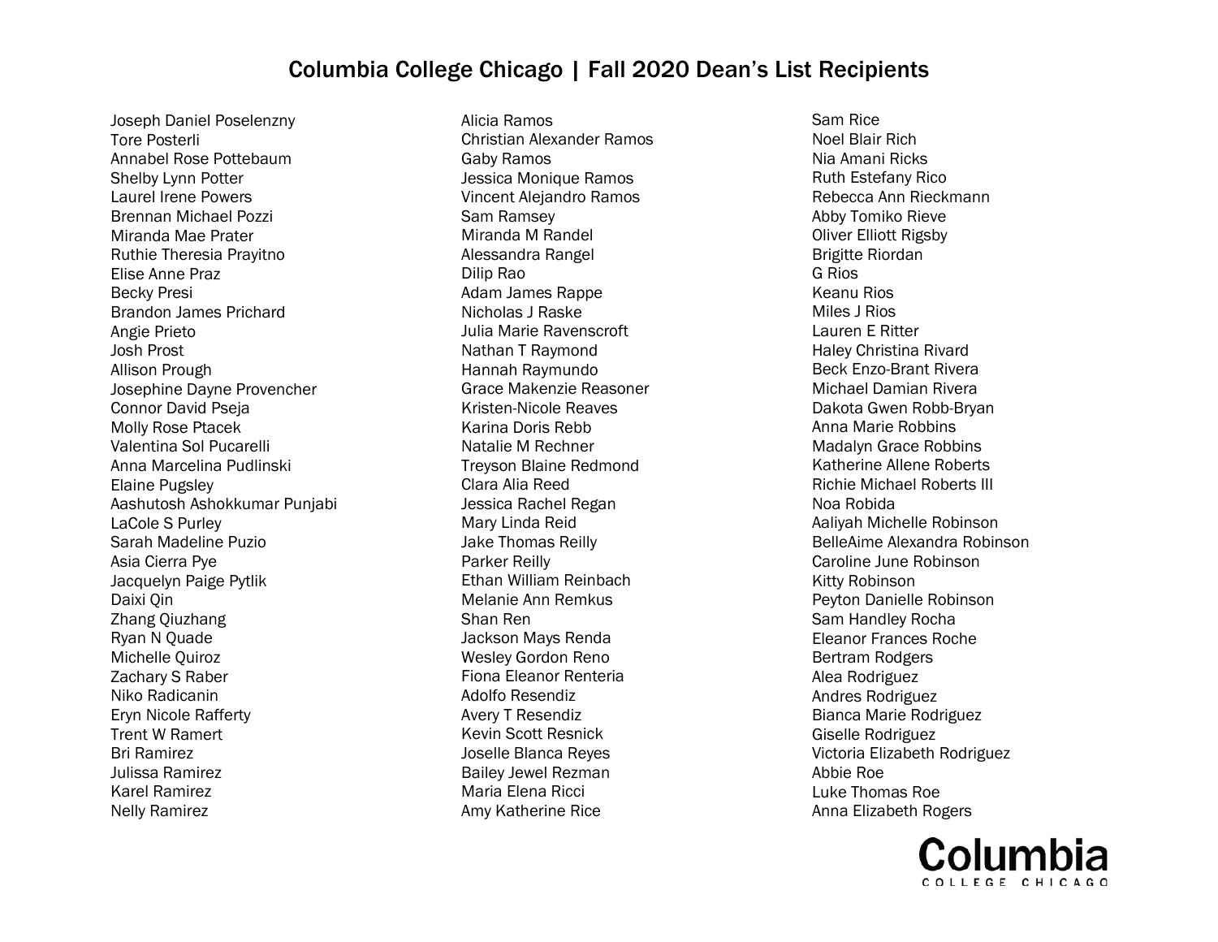# Columbia College Chicago | Fall 2020 Dean's List Recipients

Joseph Daniel Poselenzny
Tore Posterli
Annabel Rose Pottebaum
Shelby Lynn Potter
Laurel Irene Powers
Brennan Michael Pozzi
Miranda Mae Prater
Ruthie Theresia Prayitno
Elise Anne Praz
Becky Presi
Brandon James Prichard
Angie Prieto
Josh Prost
Allison Prough
Josephine Dayne Provencher
Connor David Pseja
Molly Rose Ptacek
Valentina Sol Pucarelli
Anna Marcelina Pudlinski
Elaine Pugsley
Aashutosh Ashokkumar Punjabi
LaCole S Purley
Sarah Madeline Puzio
Asia Cierra Pye
Jacquelyn Paige Pytlik
Daixi Qin
Zhang Qiuzhang
Ryan N Quade
Michelle Quiroz
Zachary S Raber
Niko Radicanin
Eryn Nicole Rafferty
Trent W Ramert
Bri Ramirez
Julissa Ramirez
Karel Ramirez
Nelly Ramirez
Alicia Ramos
Christian Alexander Ramos
Gaby Ramos
Jessica Monique Ramos
Vincent Alejandro Ramos
Sam Ramsey
Miranda M Randel
Alessandra Rangel
Dilip Rao
Adam James Rappe
Nicholas J Raske
Julia Marie Ravenscroft
Nathan T Raymond
Hannah Raymundo
Grace Makenzie Reasoner
Kristen-Nicole Reaves
Karina Doris Rebb
Natalie M Rechner
Treyson Blaine Redmond
Clara Alia Reed
Jessica Rachel Regan
Mary Linda Reid
Jake Thomas Reilly
Parker Reilly
Ethan William Reinbach
Melanie Ann Remkus
Shan Ren
Jackson Mays Renda
Wesley Gordon Reno
Fiona Eleanor Renteria
Adolfo Resendiz
Avery T Resendiz
Kevin Scott Resnick
Joselle Blanca Reyes
Bailey Jewel Rezman
Maria Elena Ricci
Amy Katherine Rice
Sam Rice
Noel Blair Rich
Nia Amani Ricks
Ruth Estefany Rico
Rebecca Ann Rieckmann
Abby Tomiko Rieve
Oliver Elliott Rigsby
Brigitte Riordan
G Rios
Keanu Rios
Miles J Rios
Lauren E Ritter
Haley Christina Rivard
Beck Enzo-Brant Rivera
Michael Damian Rivera
Dakota Gwen Robb-Bryan
Anna Marie Robbins
Madalyn Grace Robbins
Katherine Allene Roberts
Richie Michael Roberts III
Noa Robida
Aaliyah Michelle Robinson
BelleAime Alexandra Robinson
Caroline June Robinson
Kitty Robinson
Peyton Danielle Robinson
Sam Handley Rocha
Eleanor Frances Roche
Bertram Rodgers
Alea Rodriguez
Andres Rodriguez
Bianca Marie Rodriguez
Giselle Rodriguez
Victoria Elizabeth Rodriguez
Abbie Roe
Luke Thomas Roe
Anna Elizabeth Rogers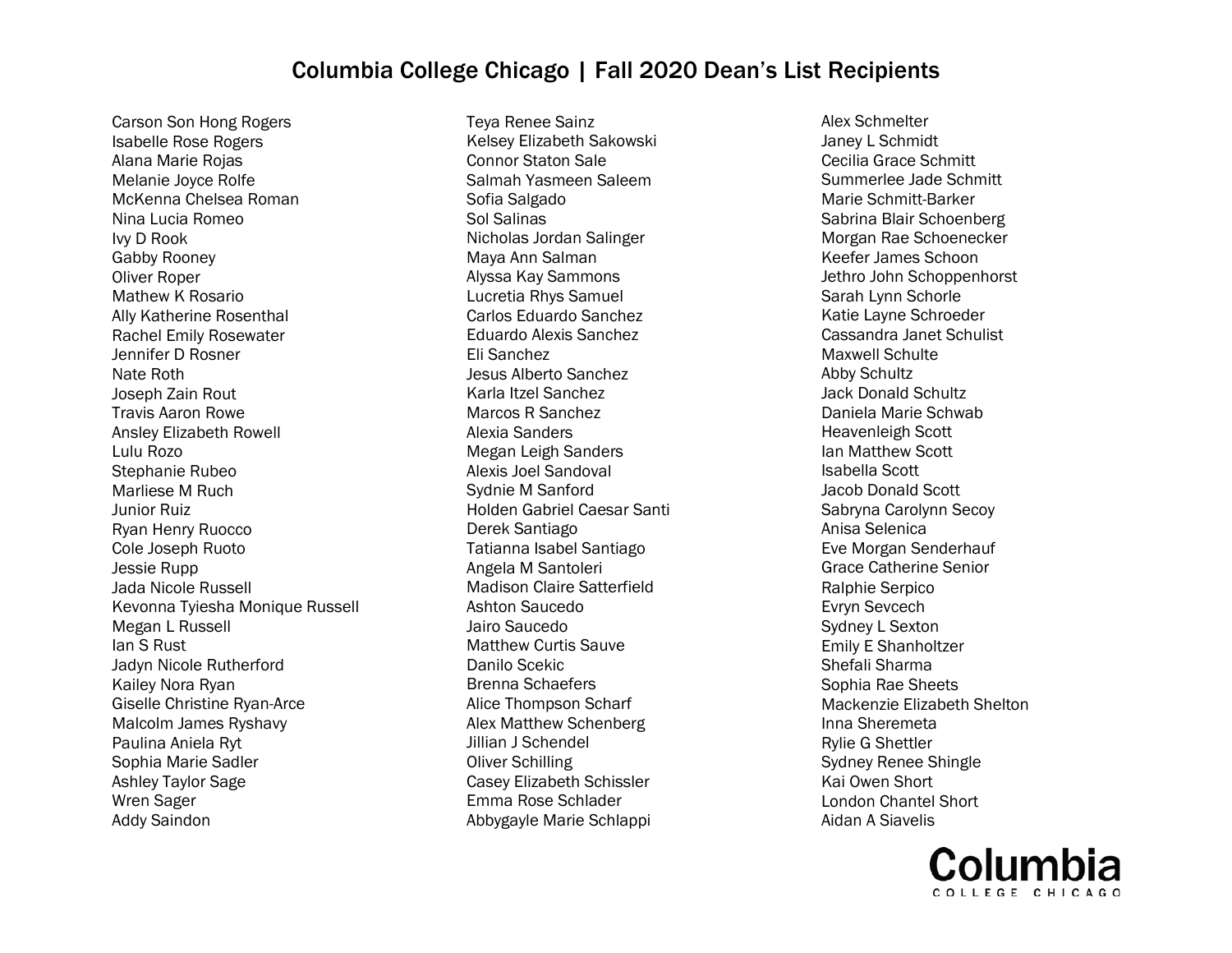# Columbia College Chicago | Fall 2020 Dean's List Recipients

Carson Son Hong Rogers
Isabelle Rose Rogers
Alana Marie Rojas
Melanie Joyce Rolfe
McKenna Chelsea Roman
Nina Lucia Romeo
Ivy D Rook
Gabby Rooney
Oliver Roper
Mathew K Rosario
Ally Katherine Rosenthal
Rachel Emily Rosewater
Jennifer D Rosner
Nate Roth
Joseph Zain Rout
Travis Aaron Rowe
Ansley Elizabeth Rowell
Lulu Rozo
Stephanie Rubeo
Marliese M Ruch
Junior Ruiz
Ryan Henry Ruocco
Cole Joseph Ruoto
Jessie Rupp
Jada Nicole Russell
Kevonna Tyiesha Monique Russell
Megan L Russell
Ian S Rust
Jadyn Nicole Rutherford
Kailey Nora Ryan
Giselle Christine Ryan-Arce
Malcolm James Ryshavy
Paulina Aniela Ryt
Sophia Marie Sadler
Ashley Taylor Sage
Wren Sager
Addy Saindon
Teya Renee Sainz
Kelsey Elizabeth Sakowski
Connor Staton Sale
Salmah Yasmeen Saleem
Sofia Salgado
Sol Salinas
Nicholas Jordan Salinger
Maya Ann Salman
Alyssa Kay Sammons
Lucretia Rhys Samuel
Carlos Eduardo Sanchez
Eduardo Alexis Sanchez
Eli Sanchez
Jesus Alberto Sanchez
Karla Itzel Sanchez
Marcos R Sanchez
Alexia Sanders
Megan Leigh Sanders
Alexis Joel Sandoval
Sydnie M Sanford
Holden Gabriel Caesar Santi
Derek Santiago
Tatianna Isabel Santiago
Angela M Santoleri
Madison Claire Satterfield
Ashton Saucedo
Jairo Saucedo
Matthew Curtis Sauve
Danilo Scekic
Brenna Schaefers
Alice Thompson Scharf
Alex Matthew Schenberg
Jillian J Schendel
Oliver Schilling
Casey Elizabeth Schissler
Emma Rose Schlader
Abbygayle Marie Schlappi
Alex Schmelter
Janey L Schmidt
Cecilia Grace Schmitt
Summerlee Jade Schmitt
Marie Schmitt-Barker
Sabrina Blair Schoenberg
Morgan Rae Schoenecker
Keefer James Schoon
Jethro John Schoppenhorst
Sarah Lynn Schorle
Katie Layne Schroeder
Cassandra Janet Schulist
Maxwell Schulte
Abby Schultz
Jack Donald Schultz
Daniela Marie Schwab
Heavenleigh Scott
Ian Matthew Scott
Isabella Scott
Jacob Donald Scott
Sabryna Carolynn Secoy
Anisa Selenica
Eve Morgan Senderhauf
Grace Catherine Senior
Ralphie Serpico
Evryn Sevcech
Sydney L Sexton
Emily E Shanholtzer
Shefali Sharma
Sophia Rae Sheets
Mackenzie Elizabeth Shelton
Inna Sheremeta
Rylie G Shettler
Sydney Renee Shingle
Kai Owen Short
London Chantel Short
Aidan A Siavelis

Columbia
COLLEGE CHICAGO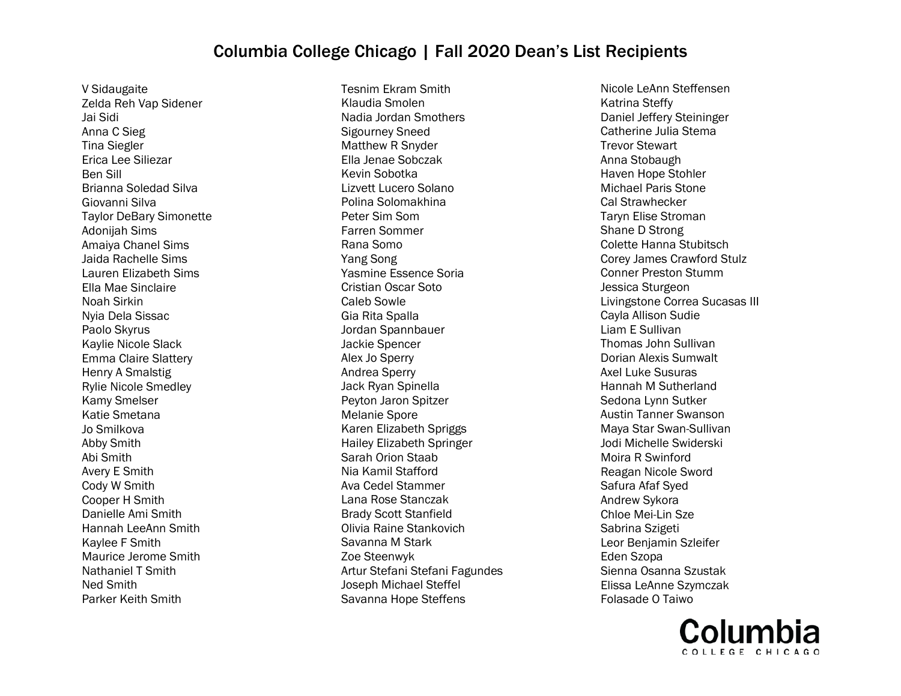# Columbia College Chicago | Fall 2020 Dean's List Recipients

V Sidaugaite
Zelda Reh Vap Sidener
Jai Sidi
Anna C Sieg
Tina Siegler
Erica Lee Siliezar
Ben Sill
Brianna Soledad Silva
Giovanni Silva
Taylor DeBary Simonette
Adonijah Sims
Amaiya Chanel Sims
Jaida Rachelle Sims
Lauren Elizabeth Sims
Ella Mae Sinclaire
Noah Sirkin
Nyia Dela Sissac
Paolo Skyrus
Kaylie Nicole Slack
Emma Claire Slattery
Henry A Smalstig
Rylie Nicole Smedley
Kamy Smelser
Katie Smetana
Jo Smilkova
Abby Smith
Abi Smith
Avery E Smith
Cody W Smith
Cooper H Smith
Danielle Ami Smith
Hannah LeeAnn Smith
Kaylee F Smith
Maurice Jerome Smith
Nathaniel T Smith
Ned Smith
Parker Keith Smith
Tesnim Ekram Smith
Klaudia Smolen
Nadia Jordan Smothers
Sigourney Sneed
Matthew R Snyder
Ella Jenae Sobczak
Kevin Sobotka
Lizvett Lucero Solano
Polina Solomakhina
Peter Sim Som
Farren Sommer
Rana Somo
Yang Song
Yasmine Essence Soria
Cristian Oscar Soto
Caleb Sowle
Gia Rita Spalla
Jordan Spannbauer
Jackie Spencer
Alex Jo Sperry
Andrea Sperry
Jack Ryan Spinella
Peyton Jaron Spitzer
Melanie Spore
Karen Elizabeth Spriggs
Hailey Elizabeth Springer
Sarah Orion Staab
Nia Kamil Stafford
Ava Cedel Stammer
Lana Rose Stanczak
Brady Scott Stanfield
Olivia Raine Stankovich
Savanna M Stark
Zoe Steenwyk
Artur Stefani Stefani Fagundes
Joseph Michael Steffel
Savanna Hope Steffens
Nicole LeAnn Steffensen
Katrina Steffy
Daniel Jeffery Steininger
Catherine Julia Stema
Trevor Stewart
Anna Stobaugh
Haven Hope Stohler
Michael Paris Stone
Cal Strawhecker
Taryn Elise Stroman
Shane D Strong
Colette Hanna Stubitsch
Corey James Crawford Stulz
Conner Preston Stumm
Jessica Sturgeon
Livingstone Correa Sucasas III
Cayla Allison Sudie
Liam E Sullivan
Thomas John Sullivan
Dorian Alexis Sumwalt
Axel Luke Susuras
Hannah M Sutherland
Sedona Lynn Sutker
Austin Tanner Swanson
Maya Star Swan-Sullivan
Jodi Michelle Swiderski
Moira R Swinford
Reagan Nicole Sword
Safura Afaf Syed
Andrew Sykora
Chloe Mei-Lin Sze
Sabrina Szigeti
Leor Benjamin Szleifer
Eden Szopa
Sienna Osanna Szustak
Elissa LeAnne Szymczak
Folasade O Taiwo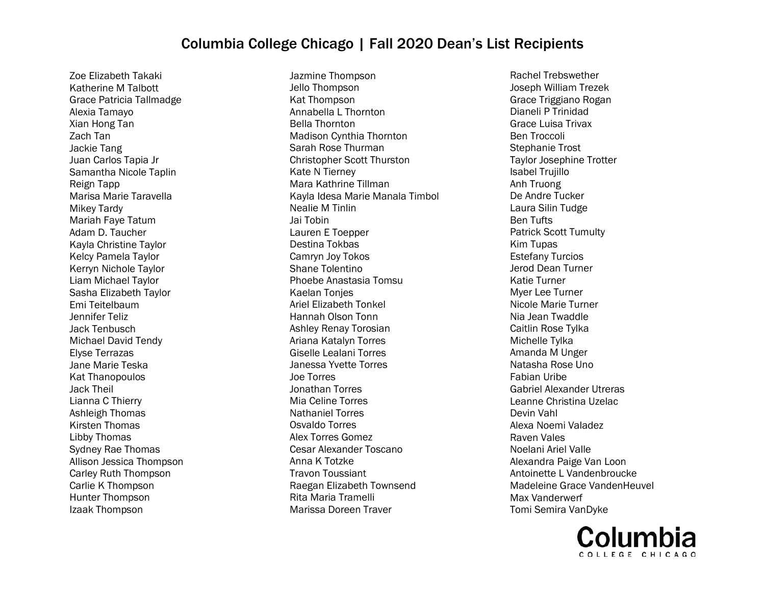# Columbia College Chicago | Fall 2020 Dean's List Recipients

Zoe Elizabeth Takaki
Katherine M Talbott
Grace Patricia Tallmadge
Alexia Tamayo
Xian Hong Tan
Zach Tan
Jackie Tang
Juan Carlos Tapia Jr
Samantha Nicole Taplin
Reign Tapp
Marisa Marie Taravella
Mikey Tardy
Mariah Faye Tatum
Adam D. Taucher
Kayla Christine Taylor
Kelcy Pamela Taylor
Kerryn Nichole Taylor
Liam Michael Taylor
Sasha Elizabeth Taylor
Emi Teitelbaum
Jennifer Teliz
Jack Tenbusch
Michael David Tendy
Elyse Terrazas
Jane Marie Teska
Kat Thanopoulos
Jack Theil
Lianna C Thierry
Ashleigh Thomas
Kirsten Thomas
Libby Thomas
Sydney Rae Thomas
Allison Jessica Thompson
Carley Ruth Thompson
Carlie K Thompson
Hunter Thompson
Izaak Thompson
Jazmine Thompson
Jello Thompson
Kat Thompson
Annabella L Thornton
Bella Thornton
Madison Cynthia Thornton
Sarah Rose Thurman
Christopher Scott Thurston
Kate N Tierney
Mara Kathrine Tillman
Kayla Idesa Marie Manala Timbol
Nealie M Tinlin
Jai Tobin
Lauren E Toepper
Destina Tokbas
Camryn Joy Tokos
Shane Tolentino
Phoebe Anastasia Tomsu
Kaelan Tonjes
Ariel Elizabeth Tonkel
Hannah Olson Tonn
Ashley Renay Torosian
Ariana Katalyn Torres
Giselle Lealani Torres
Janessa Yvette Torres
Joe Torres
Jonathan Torres
Mia Celine Torres
Nathaniel Torres
Osvaldo Torres
Alex Torres Gomez
Cesar Alexander Toscano
Anna K Totzke
Travon Toussiant
Raegan Elizabeth Townsend
Rita Maria Tramelli
Marissa Doreen Traver
Rachel Trebswether
Joseph William Trezek
Grace Triggiano Rogan
Dianeli P Trinidad
Grace Luisa Trivax
Ben Troccoli
Stephanie Trost
Taylor Josephine Trotter
Isabel Trujillo
Anh Truong
De Andre Tucker
Laura Silin Tudge
Ben Tufts
Patrick Scott Tumulty
Kim Tupas
Estefany Turcios
Jerod Dean Turner
Katie Turner
Myer Lee Turner
Nicole Marie Turner
Nia Jean Twaddle
Caitlin Rose Tylka
Michelle Tylka
Amanda M Unger
Natasha Rose Uno
Fabian Uribe
Gabriel Alexander Utreras
Leanne Christina Uzelac
Devin Vahl
Alexa Noemi Valadez
Raven Vales
Noelani Ariel Valle
Alexandra Paige Van Loon
Antoinette L Vandenbroucke
Madeleine Grace VandenHeuvel
Max Vanderwerf
Tomi Semira VanDyke

Columbia COLLEGE CHICAGO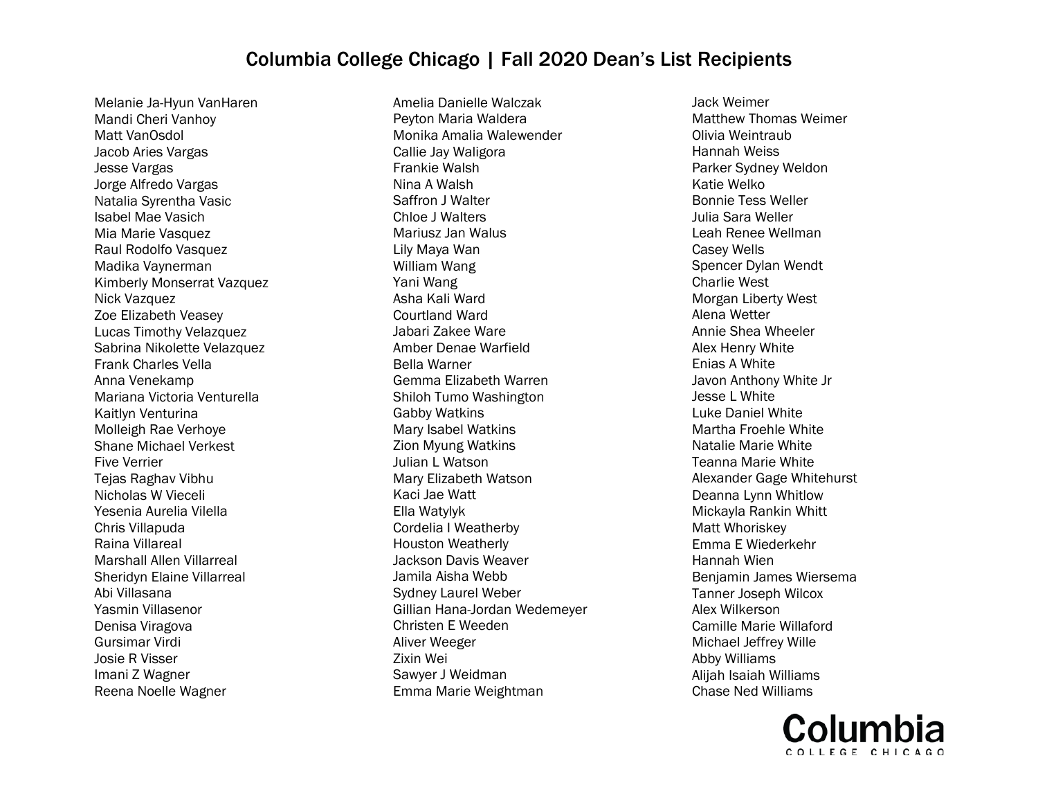# Columbia College Chicago | Fall 2020 Dean's List Recipients

Melanie Ja-Hyun VanHaren
Mandi Cheri Vanhoy
Matt VanOsdol
Jacob Aries Vargas
Jesse Vargas
Jorge Alfredo Vargas
Natalia Syrentha Vasic
Isabel Mae Vasich
Mia Marie Vasquez
Raul Rodolfo Vasquez
Madika Vaynerman
Kimberly Monserrat Vazquez
Nick Vazquez
Zoe Elizabeth Veasey
Lucas Timothy Velazquez
Sabrina Nikolette Velazquez
Frank Charles Vella
Anna Venekamp
Mariana Victoria Venturella
Kaitlyn Venturina
Molleigh Rae Verhoye
Shane Michael Verkest
Five Verrier
Tejas Raghav Vibhu
Nicholas W Vieceli
Yesenia Aurelia Vilella
Chris Villapuda
Raina Villareal
Marshall Allen Villarreal
Sheridyn Elaine Villarreal
Abi Villasana
Yasmin Villasenor
Denisa Viragova
Gursimar Virdi
Josie R Visser
Imani Z Wagner
Reena Noelle Wagner
Amelia Danielle Walczak
Peyton Maria Waldera
Monika Amalia Walewender
Callie Jay Waligora
Frankie Walsh
Nina A Walsh
Saffron J Walter
Chloe J Walters
Mariusz Jan Walus
Lily Maya Wan
William Wang
Yani Wang
Asha Kali Ward
Courtland Ward
Jabari Zakee Ware
Amber Denae Warfield
Bella Warner
Gemma Elizabeth Warren
Shiloh Tumo Washington
Gabby Watkins
Mary Isabel Watkins
Zion Myung Watkins
Julian L Watson
Mary Elizabeth Watson
Kaci Jae Watt
Ella Watylyk
Cordelia I Weatherby
Houston Weatherly
Jackson Davis Weaver
Jamila Aisha Webb
Sydney Laurel Weber
Gillian Hana-Jordan Wedemeyer
Christen E Weeden
Aliver Weeger
Zixin Wei
Sawyer J Weidman
Emma Marie Weightman
Jack Weimer
Matthew Thomas Weimer
Olivia Weintraub
Hannah Weiss
Parker Sydney Weldon
Katie Welko
Bonnie Tess Weller
Julia Sara Weller
Leah Renee Wellman
Casey Wells
Spencer Dylan Wendt
Charlie West
Morgan Liberty West
Alena Wetter
Annie Shea Wheeler
Alex Henry White
Enias A White
Javon Anthony White Jr
Jesse L White
Luke Daniel White
Martha Froehle White
Natalie Marie White
Teanna Marie White
Alexander Gage Whitehurst
Deanna Lynn Whitlow
Mickayla Rankin Whitt
Matt Whoriskey
Emma E Wiederkehr
Hannah Wien
Benjamin James Wiersema
Tanner Joseph Wilcox
Alex Wilkerson
Camille Marie Willaford
Michael Jeffrey Wille
Abby Williams
Alijah Isaiah Williams
Chase Ned Williams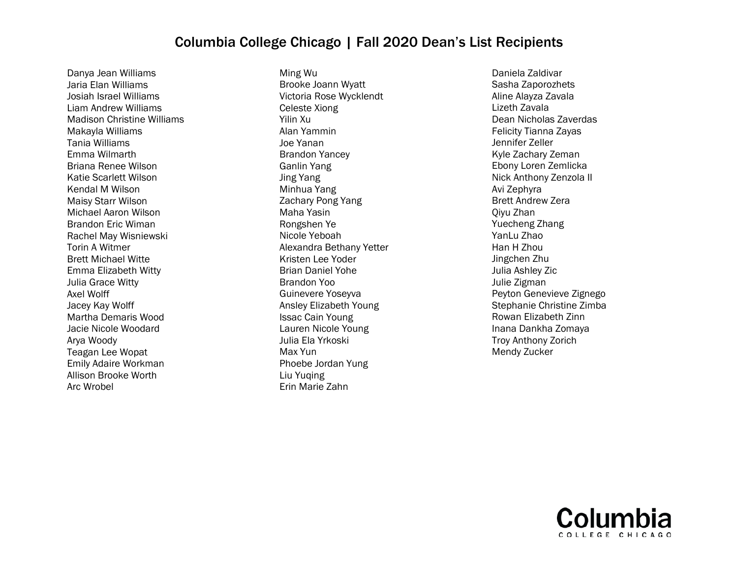# Columbia College Chicago | Fall 2020 Dean's List Recipients

Danya Jean Williams
Jaria Elan Williams
Josiah Israel Williams
Liam Andrew Williams
Madison Christine Williams
Makayla Williams
Tania Williams
Emma Wilmarth
Briana Renee Wilson
Katie Scarlett Wilson
Kendal M Wilson
Maisy Starr Wilson
Michael Aaron Wilson
Brandon Eric Wiman
Rachel May Wisniewski
Torin A Witmer
Brett Michael Witte
Emma Elizabeth Witty
Julia Grace Witty
Axel Wolff
Jacey Kay Wolff
Martha Demaris Wood
Jacie Nicole Woodard
Arya Woody
Teagan Lee Wopat
Emily Adaire Workman
Allison Brooke Worth
Arc Wrobel
Ming Wu
Brooke Joann Wyatt
Victoria Rose Wycklendt
Celeste Xiong
Yilin Xu
Alan Yammin
Joe Yanan
Brandon Yancey
Ganlin Yang
Jing Yang
Minhua Yang
Zachary Pong Yang
Maha Yasin
Rongshen Ye
Nicole Yeboah
Alexandra Bethany Yetter
Kristen Lee Yoder
Brian Daniel Yohe
Brandon Yoo
Guinevere Yoseyva
Ansley Elizabeth Young
Issac Cain Young
Lauren Nicole Young
Julia Ela Yrkoski
Max Yun
Phoebe Jordan Yung
Liu Yuqing
Erin Marie Zahn
Daniela Zaldivar
Sasha Zaporozhets
Aline Alayza Zavala
Lizeth Zavala
Dean Nicholas Zaverdas
Felicity Tianna Zayas
Jennifer Zeller
Kyle Zachary Zeman
Ebony Loren Zemlicka
Nick Anthony Zenzola II
Avi Zephyra
Brett Andrew Zera
Qiyu Zhan
Yuecheng Zhang
YanLu Zhao
Han H Zhou
Jingchen Zhu
Julia Ashley Zic
Julie Zigman
Peyton Genevieve Zignego
Stephanie Christine Zimba
Rowan Elizabeth Zinn
Inana Dankha Zomaya
Troy Anthony Zorich
Mendy Zucker